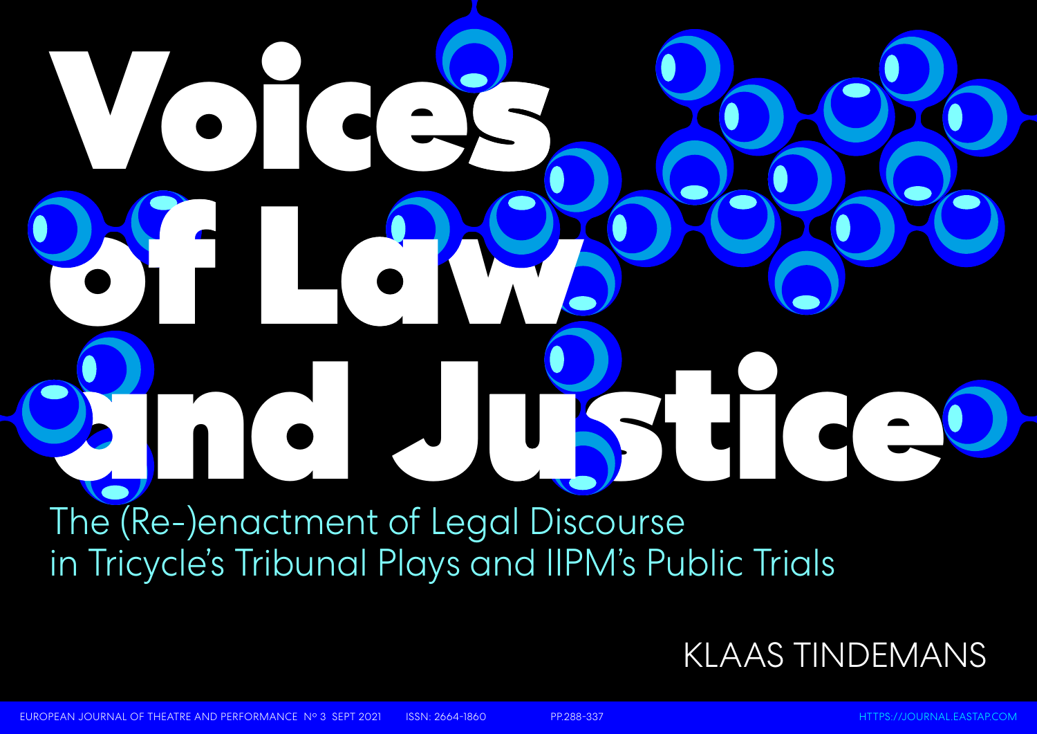# Voices of Law and Justice

## The (Re-)enactment of Legal Discourse in Tricycle's Tribunal Plays and IIPM's Public Trials

KLAAS TINDEMANS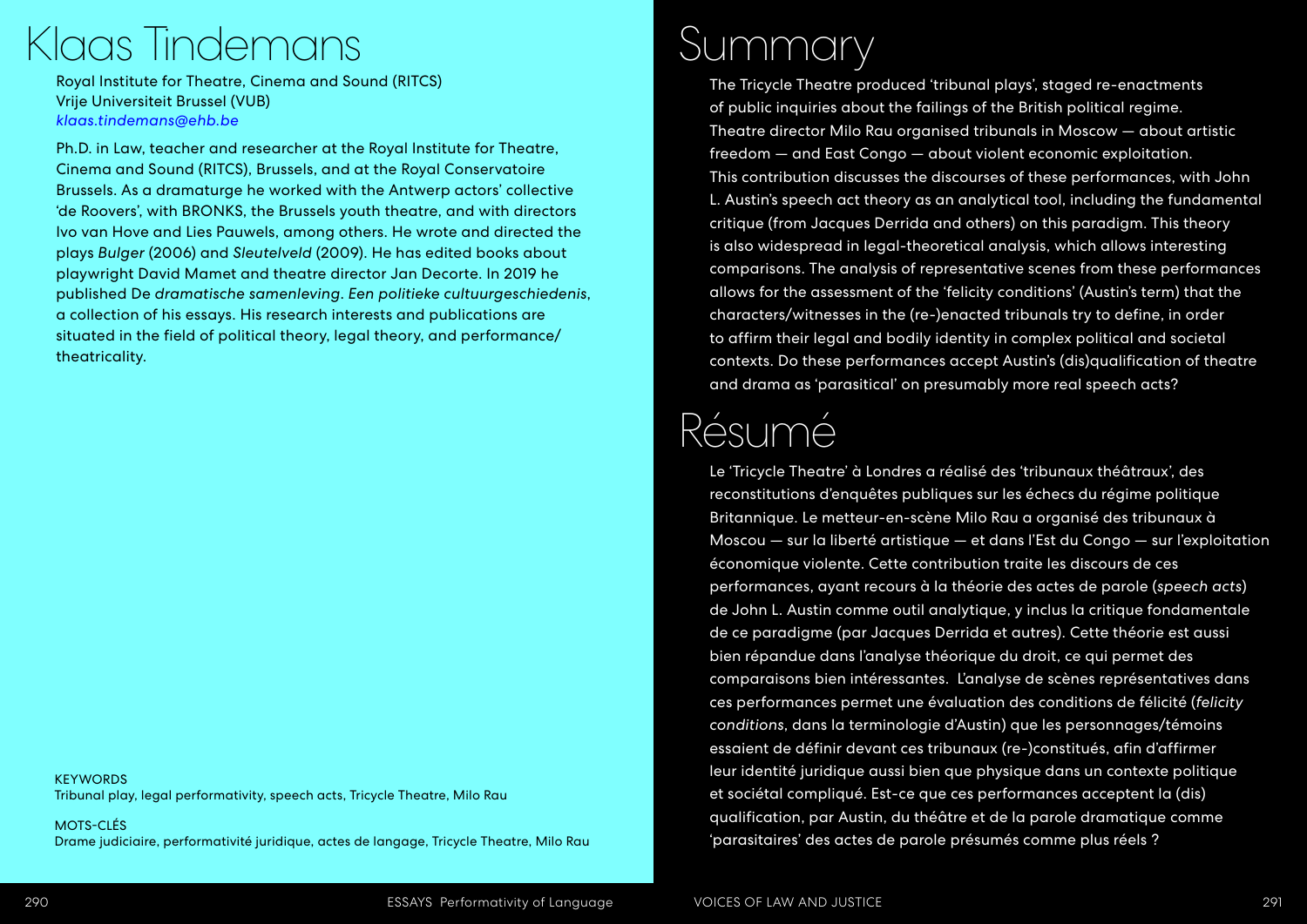# Klaas Tindemans

Royal Institute for Theatre, Cinema and Sound (RITCS)
Vrije Universiteit Brussel (VUB)
*klaas.tindemans@ehb.be*

Ph.D. in Law, teacher and researcher at the Royal Institute for Theatre, Cinema and Sound (RITCS), Brussels, and at the Royal Conservatoire Brussels. As a dramaturge he worked with the Antwerp actors' collective 'de Roovers', with BRONKS, the Brussels youth theatre, and with directors Ivo van Hove and Lies Pauwels, among others. He wrote and directed the plays *Bulger* (2006) and *Sleutelveld* (2009). He has edited books about playwright David Mamet and theatre director Jan Decorte. In 2019 he published De *dramatische samenleving. Een politieke cultuurgeschiedenis*, a collection of his essays. His research interests and publications are situated in the field of political theory, legal theory, and performance/theatricality.

KEYWORDS
Tribunal play, legal performativity, speech acts, Tricycle Theatre, Milo Rau

MOTS-CLÉS
Drame judiciaire, performativité juridique, actes de langage, Tricycle Theatre, Milo Rau

# Summary

The Tricycle Theatre produced 'tribunal plays', staged re-enactments of public inquiries about the failings of the British political regime. Theatre director Milo Rau organised tribunals in Moscow — about artistic freedom — and East Congo — about violent economic exploitation. This contribution discusses the discourses of these performances, with John L. Austin's speech act theory as an analytical tool, including the fundamental critique (from Jacques Derrida and others) on this paradigm. This theory is also widespread in legal-theoretical analysis, which allows interesting comparisons. The analysis of representative scenes from these performances allows for the assessment of the 'felicity conditions' (Austin's term) that the characters/witnesses in the (re-)enacted tribunals try to define, in order to affirm their legal and bodily identity in complex political and societal contexts. Do these performances accept Austin's (dis)qualification of theatre and drama as 'parasitical' on presumably more real speech acts?

# Résumé

Le 'Tricycle Theatre' à Londres a réalisé des 'tribunaux théâtraux', des reconstitutions d'enquêtes publiques sur les échecs du régime politique Britannique. Le metteur-en-scène Milo Rau a organisé des tribunaux à Moscou — sur la liberté artistique — et dans l'Est du Congo — sur l'exploitation économique violente. Cette contribution traite les discours de ces performances, ayant recours à la théorie des actes de parole (*speech acts*) de John L. Austin comme outil analytique, y inclus la critique fondamentale de ce paradigme (par Jacques Derrida et autres). Cette théorie est aussi bien répandue dans l'analyse théorique du droit, ce qui permet des comparaisons bien intéressantes. L'analyse de scènes représentatives dans ces performances permet une évaluation des conditions de félicité (*felicity conditions*, dans la terminologie d'Austin) que les personnages/témoins essaient de définir devant ces tribunaux (re-)constitués, afin d'affirmer leur identité juridique aussi bien que physique dans un contexte politique et sociétal compliqué. Est-ce que ces performances acceptent la (dis)qualification, par Austin, du théâtre et de la parole dramatique comme 'parasitaires' des actes de parole présumés comme plus réels ?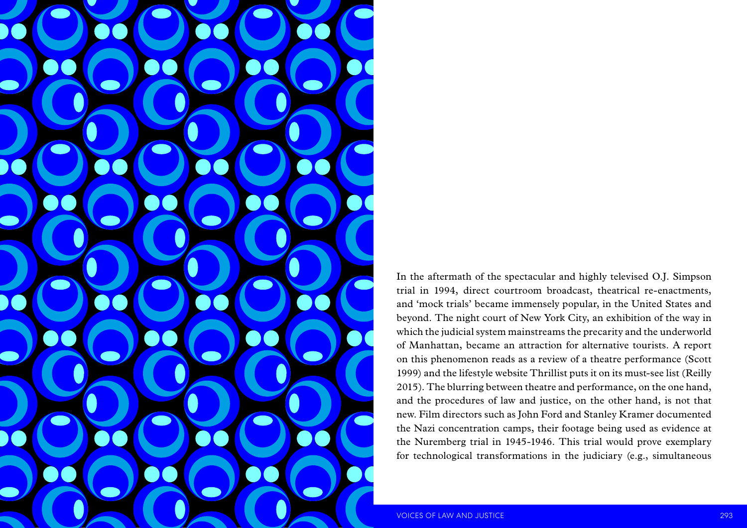In the aftermath of the spectacular and highly televised O.J. Simpson trial in 1994, direct courtroom broadcast, theatrical re-enactments, and 'mock trials' became immensely popular, in the United States and beyond. The night court of New York City, an exhibition of the way in which the judicial system mainstreams the precarity and the underworld of Manhattan, became an attraction for alternative tourists. A report on this phenomenon reads as a review of a theatre performance (Scott 1999) and the lifestyle website Thrillist puts it on its must-see list (Reilly 2015). The blurring between theatre and performance, on the one hand, and the procedures of law and justice, on the other hand, is not that new. Film directors such as John Ford and Stanley Kramer documented the Nazi concentration camps, their footage being used as evidence at the Nuremberg trial in 1945-1946. This trial would prove exemplary for technological transformations in the judiciary (e.g., simultaneous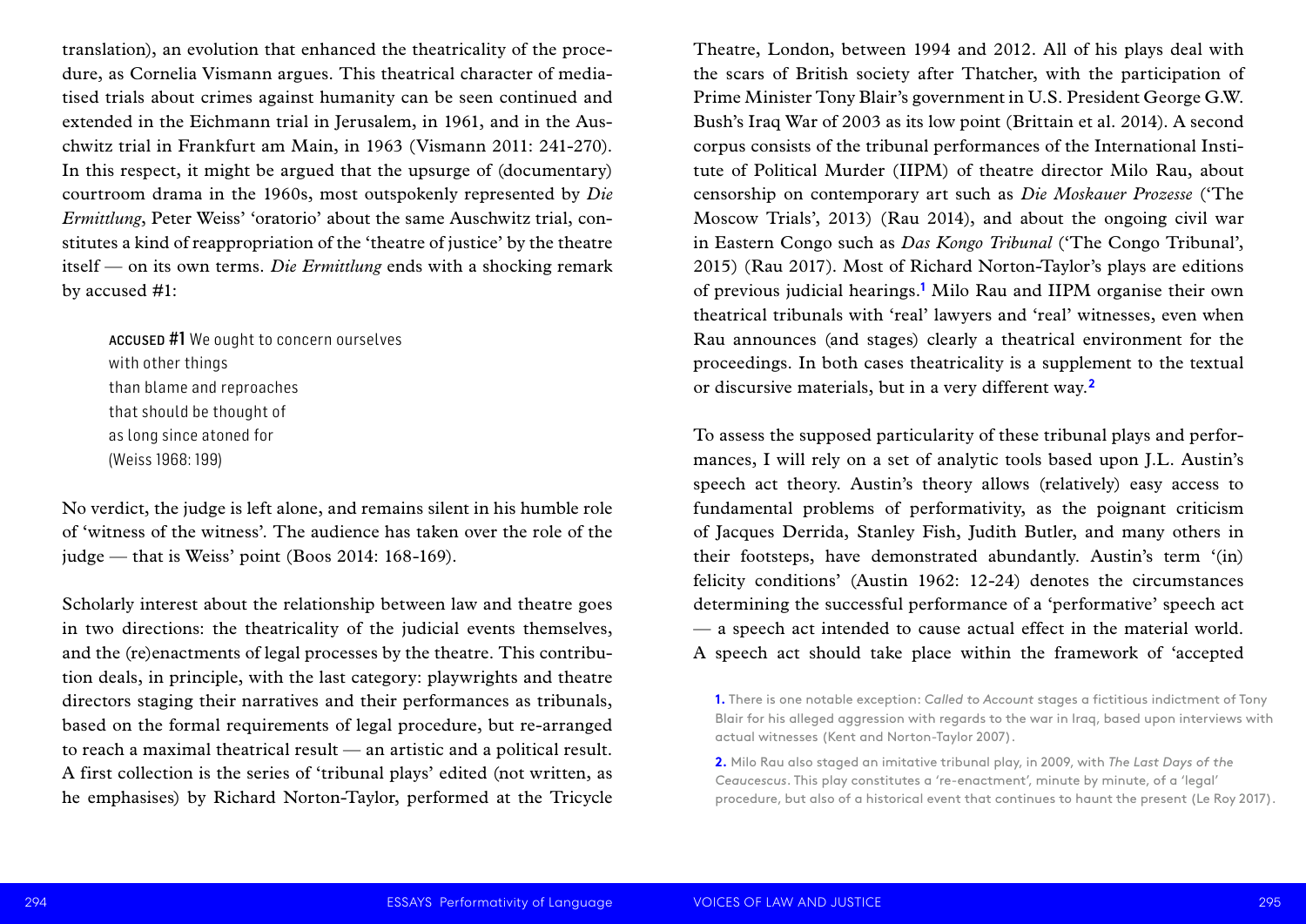translation), an evolution that enhanced the theatricality of the procedure, as Cornelia Vismann argues. This theatrical character of mediatised trials about crimes against humanity can be seen continued and extended in the Eichmann trial in Jerusalem, in 1961, and in the Auschwitz trial in Frankfurt am Main, in 1963 (Vismann 2011: 241-270). In this respect, it might be argued that the upsurge of (documentary) courtroom drama in the 1960s, most outspokenly represented by *Die Ermittlung*, Peter Weiss' 'oratorio' about the same Auschwitz trial, constitutes a kind of reappropriation of the 'theatre of justice' by the theatre itself — on its own terms. *Die Ermittlung* ends with a shocking remark by accused #1:

> ACCUSED #1 We ought to concern ourselves
> with other things
> than blame and reproaches
> that should be thought of
> as long since atoned for
> (Weiss 1968: 199)

No verdict, the judge is left alone, and remains silent in his humble role of 'witness of the witness'. The audience has taken over the role of the judge — that is Weiss' point (Boos 2014: 168-169).

Scholarly interest about the relationship between law and theatre goes in two directions: the theatricality of the judicial events themselves, and the (re)enactments of legal processes by the theatre. This contribution deals, in principle, with the last category: playwrights and theatre directors staging their narratives and their performances as tribunals, based on the formal requirements of legal procedure, but re-arranged to reach a maximal theatrical result — an artistic and a political result. A first collection is the series of 'tribunal plays' edited (not written, as he emphasises) by Richard Norton-Taylor, performed at the Tricycle Theatre, London, between 1994 and 2012. All of his plays deal with the scars of British society after Thatcher, with the participation of Prime Minister Tony Blair's government in U.S. President George G.W. Bush's Iraq War of 2003 as its low point (Brittain et al. 2014). A second corpus consists of the tribunal performances of the International Institute of Political Murder (IIPM) of theatre director Milo Rau, about censorship on contemporary art such as *Die Moskauer Prozesse* ('The Moscow Trials', 2013) (Rau 2014), and about the ongoing civil war in Eastern Congo such as *Das Kongo Tribunal* ('The Congo Tribunal', 2015) (Rau 2017). Most of Richard Norton-Taylor's plays are editions of previous judicial hearings.[1] Milo Rau and IIPM organise their own theatrical tribunals with 'real' lawyers and 'real' witnesses, even when Rau announces (and stages) clearly a theatrical environment for the proceedings. In both cases theatricality is a supplement to the textual or discursive materials, but in a very different way.[2]

To assess the supposed particularity of these tribunal plays and performances, I will rely on a set of analytic tools based upon J.L. Austin's speech act theory. Austin's theory allows (relatively) easy access to fundamental problems of performativity, as the poignant criticism of Jacques Derrida, Stanley Fish, Judith Butler, and many others in their footsteps, have demonstrated abundantly. Austin's term '(in) felicity conditions' (Austin 1962: 12-24) denotes the circumstances determining the successful performance of a 'performative' speech act — a speech act intended to cause actual effect in the material world. A speech act should take place within the framework of 'accepted

**1.** There is one notable exception: *Called to Account* stages a fictitious indictment of Tony Blair for his alleged aggression with regards to the war in Iraq, based upon interviews with actual witnesses (Kent and Norton-Taylor 2007).

**2.** Milo Rau also staged an imitative tribunal play, in 2009, with *The Last Days of the Ceaucescus*. This play constitutes a 're-enactment', minute by minute, of a 'legal' procedure, but also of a historical event that continues to haunt the present (Le Roy 2017).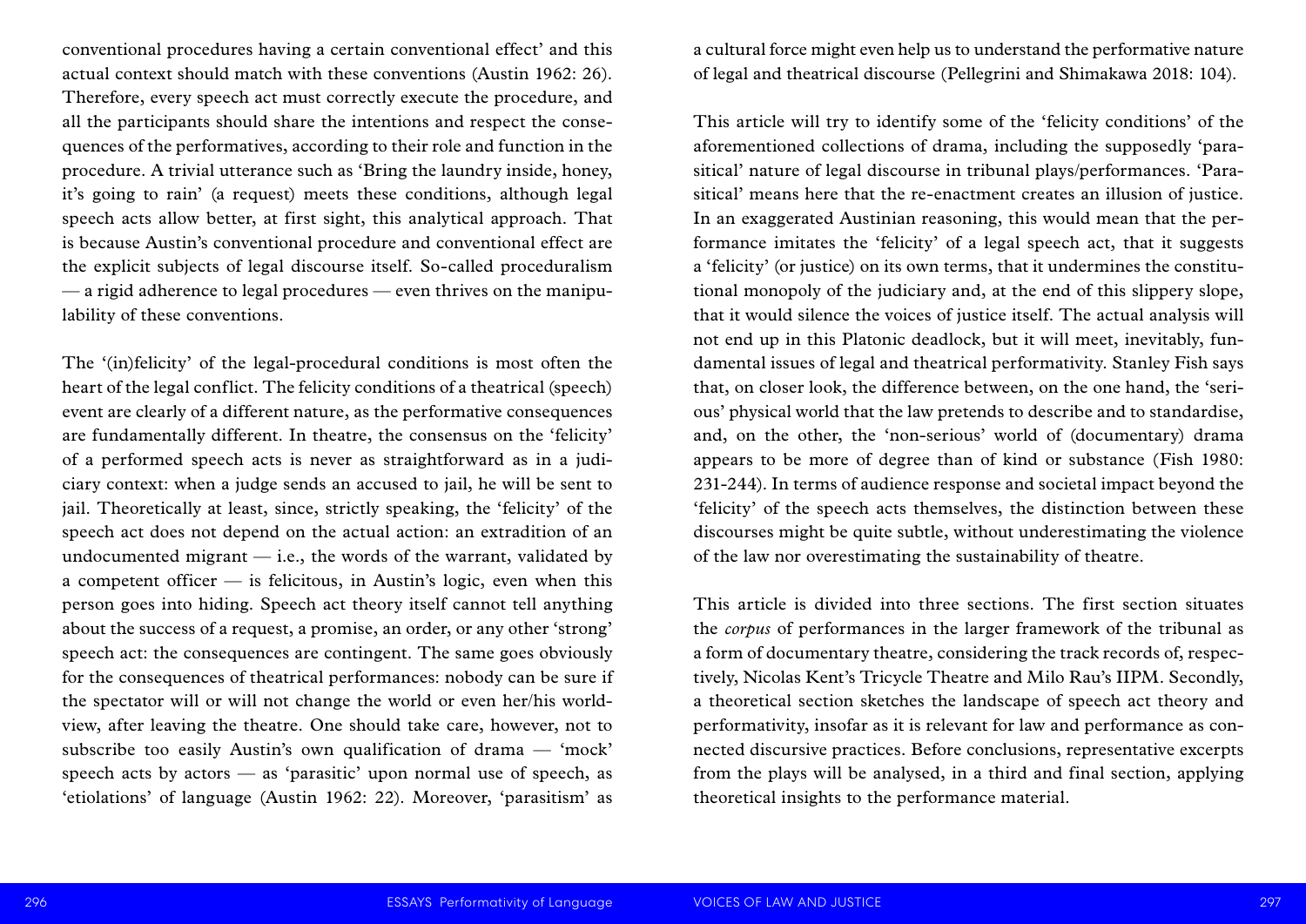conventional procedures having a certain conventional effect' and this actual context should match with these conventions (Austin 1962: 26). Therefore, every speech act must correctly execute the procedure, and all the participants should share the intentions and respect the consequences of the performatives, according to their role and function in the procedure. A trivial utterance such as 'Bring the laundry inside, honey, it's going to rain' (a request) meets these conditions, although legal speech acts allow better, at first sight, this analytical approach. That is because Austin's conventional procedure and conventional effect are the explicit subjects of legal discourse itself. So-called proceduralism — a rigid adherence to legal procedures — even thrives on the manipulability of these conventions.

The '(in)felicity' of the legal-procedural conditions is most often the heart of the legal conflict. The felicity conditions of a theatrical (speech) event are clearly of a different nature, as the performative consequences are fundamentally different. In theatre, the consensus on the 'felicity' of a performed speech acts is never as straightforward as in a judiciary context: when a judge sends an accused to jail, he will be sent to jail. Theoretically at least, since, strictly speaking, the 'felicity' of the speech act does not depend on the actual action: an extradition of an undocumented migrant — i.e., the words of the warrant, validated by a competent officer — is felicitous, in Austin's logic, even when this person goes into hiding. Speech act theory itself cannot tell anything about the success of a request, a promise, an order, or any other 'strong' speech act: the consequences are contingent. The same goes obviously for the consequences of theatrical performances: nobody can be sure if the spectator will or will not change the world or even her/his worldview, after leaving the theatre. One should take care, however, not to subscribe too easily Austin's own qualification of drama — 'mock' speech acts by actors — as 'parasitic' upon normal use of speech, as 'etiolations' of language (Austin 1962: 22). Moreover, 'parasitism' as a cultural force might even help us to understand the performative nature of legal and theatrical discourse (Pellegrini and Shimakawa 2018: 104).

This article will try to identify some of the 'felicity conditions' of the aforementioned collections of drama, including the supposedly 'parasitical' nature of legal discourse in tribunal plays/performances. 'Parasitical' means here that the re-enactment creates an illusion of justice. In an exaggerated Austinian reasoning, this would mean that the performance imitates the 'felicity' of a legal speech act, that it suggests a 'felicity' (or justice) on its own terms, that it undermines the constitutional monopoly of the judiciary and, at the end of this slippery slope, that it would silence the voices of justice itself. The actual analysis will not end up in this Platonic deadlock, but it will meet, inevitably, fundamental issues of legal and theatrical performativity. Stanley Fish says that, on closer look, the difference between, on the one hand, the 'serious' physical world that the law pretends to describe and to standardise, and, on the other, the 'non-serious' world of (documentary) drama appears to be more of degree than of kind or substance (Fish 1980: 231-244). In terms of audience response and societal impact beyond the 'felicity' of the speech acts themselves, the distinction between these discourses might be quite subtle, without underestimating the violence of the law nor overestimating the sustainability of theatre.

This article is divided into three sections. The first section situates the *corpus* of performances in the larger framework of the tribunal as a form of documentary theatre, considering the track records of, respectively, Nicolas Kent's Tricycle Theatre and Milo Rau's IIPM. Secondly, a theoretical section sketches the landscape of speech act theory and performativity, insofar as it is relevant for law and performance as connected discursive practices. Before conclusions, representative excerpts from the plays will be analysed, in a third and final section, applying theoretical insights to the performance material.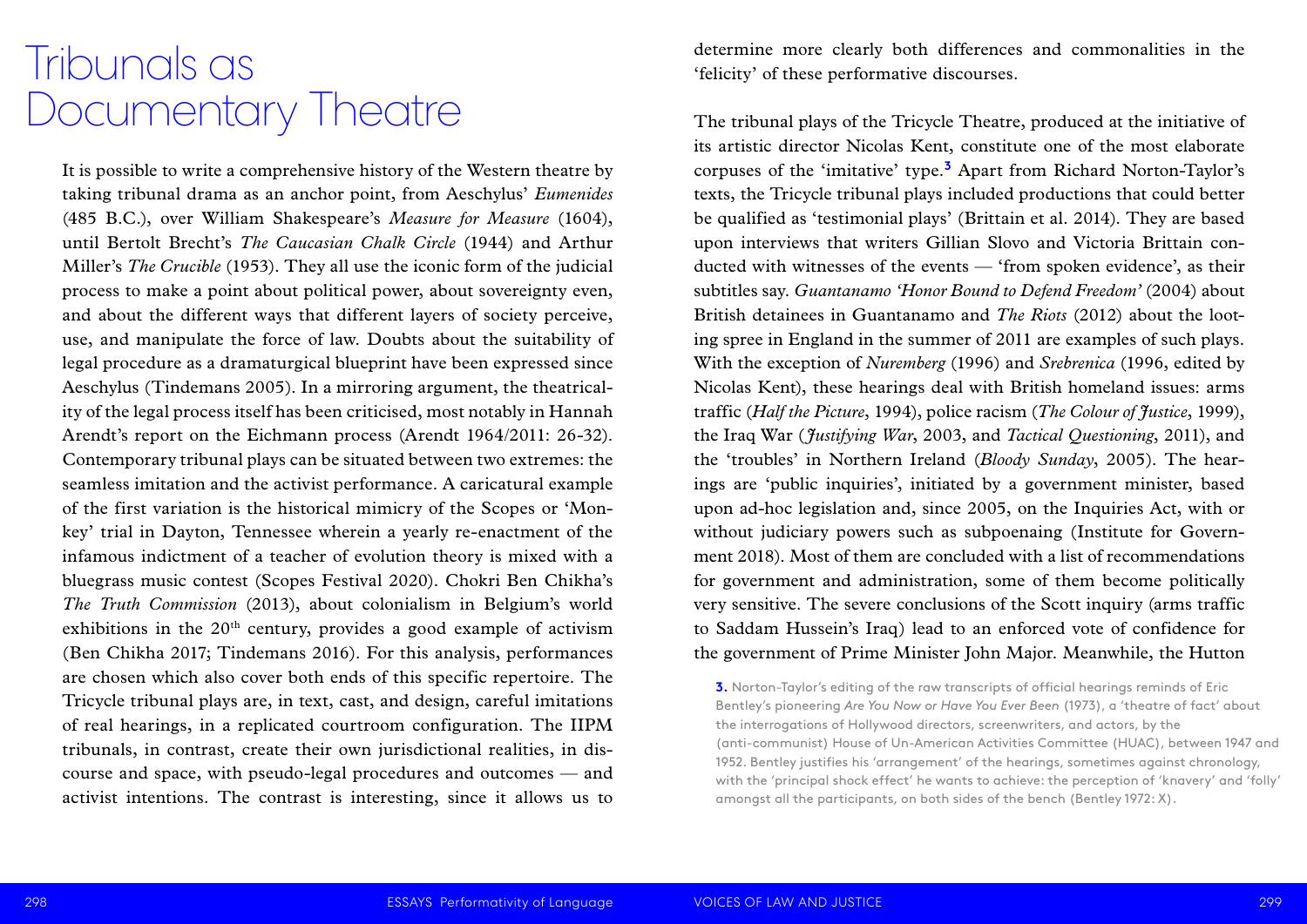# Tribunals as Documentary Theatre

It is possible to write a comprehensive history of the Western theatre by taking tribunal drama as an anchor point, from Aeschylus' *Eumenides* (485 B.C.), over William Shakespeare's *Measure for Measure* (1604), until Bertolt Brecht's *The Caucasian Chalk Circle* (1944) and Arthur Miller's *The Crucible* (1953). They all use the iconic form of the judicial process to make a point about political power, about sovereignty even, and about the different ways that different layers of society perceive, use, and manipulate the force of law. Doubts about the suitability of legal procedure as a dramaturgical blueprint have been expressed since Aeschylus (Tindemans 2005). In a mirroring argument, the theatricality of the legal process itself has been criticised, most notably in Hannah Arendt's report on the Eichmann process (Arendt 1964/2011: 26-32). Contemporary tribunal plays can be situated between two extremes: the seamless imitation and the activist performance. A caricatural example of the first variation is the historical mimicry of the Scopes or 'Monkey' trial in Dayton, Tennessee wherein a yearly re-enactment of the infamous indictment of a teacher of evolution theory is mixed with a bluegrass music contest (Scopes Festival 2020). Chokri Ben Chikha's *The Truth Commission* (2013), about colonialism in Belgium's world exhibitions in the 20th century, provides a good example of activism (Ben Chikha 2017; Tindemans 2016). For this analysis, performances are chosen which also cover both ends of this specific repertoire. The Tricycle tribunal plays are, in text, cast, and design, careful imitations of real hearings, in a replicated courtroom configuration. The IIPM tribunals, in contrast, create their own jurisdictional realities, in discourse and space, with pseudo-legal procedures and outcomes — and activist intentions. The contrast is interesting, since it allows us to determine more clearly both differences and commonalities in the 'felicity' of these performative discourses.

The tribunal plays of the Tricycle Theatre, produced at the initiative of its artistic director Nicolas Kent, constitute one of the most elaborate corpuses of the 'imitative' type.[3] Apart from Richard Norton-Taylor's texts, the Tricycle tribunal plays included productions that could better be qualified as 'testimonial plays' (Brittain et al. 2014). They are based upon interviews that writers Gillian Slovo and Victoria Brittain conducted with witnesses of the events — 'from spoken evidence', as their subtitles say. *Guantanamo 'Honor Bound to Defend Freedom'* (2004) about British detainees in Guantanamo and *The Riots* (2012) about the looting spree in England in the summer of 2011 are examples of such plays. With the exception of *Nuremberg* (1996) and *Srebrenica* (1996, edited by Nicolas Kent), these hearings deal with British homeland issues: arms traffic (*Half the Picture*, 1994), police racism (*The Colour of Justice*, 1999), the Iraq War (*Justifying War*, 2003, and *Tactical Questioning*, 2011), and the 'troubles' in Northern Ireland (*Bloody Sunday*, 2005). The hearings are 'public inquiries', initiated by a government minister, based upon ad-hoc legislation and, since 2005, on the Inquiries Act, with or without judiciary powers such as subpoenaing (Institute for Government 2018). Most of them are concluded with a list of recommendations for government and administration, some of them become politically very sensitive. The severe conclusions of the Scott inquiry (arms traffic to Saddam Hussein's Iraq) lead to an enforced vote of confidence for the government of Prime Minister John Major. Meanwhile, the Hutton

3. Norton-Taylor's editing of the raw transcripts of official hearings reminds of Eric Bentley's pioneering *Are You Now or Have You Ever Been* (1973), a 'theatre of fact' about the interrogations of Hollywood directors, screenwriters, and actors, by the (anti-communist) House of Un-American Activities Committee (HUAC), between 1947 and 1952. Bentley justifies his 'arrangement' of the hearings, sometimes against chronology, with the 'principal shock effect' he wants to achieve: the perception of 'knavery' and 'folly' amongst all the participants, on both sides of the bench (Bentley 1972: X).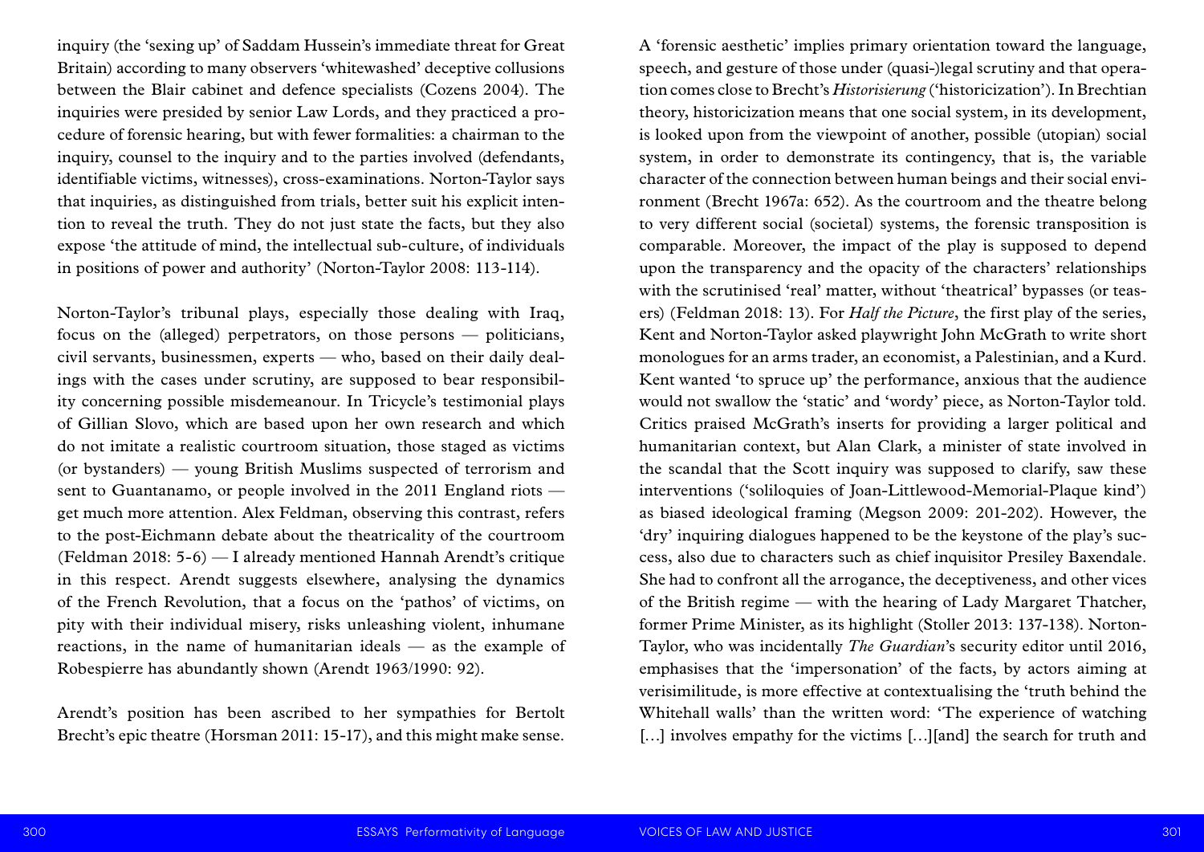inquiry (the 'sexing up' of Saddam Hussein's immediate threat for Great Britain) according to many observers 'whitewashed' deceptive collusions between the Blair cabinet and defence specialists (Cozens 2004). The inquiries were presided by senior Law Lords, and they practiced a procedure of forensic hearing, but with fewer formalities: a chairman to the inquiry, counsel to the inquiry and to the parties involved (defendants, identifiable victims, witnesses), cross-examinations. Norton-Taylor says that inquiries, as distinguished from trials, better suit his explicit intention to reveal the truth. They do not just state the facts, but they also expose 'the attitude of mind, the intellectual sub-culture, of individuals in positions of power and authority' (Norton-Taylor 2008: 113-114).

Norton-Taylor's tribunal plays, especially those dealing with Iraq, focus on the (alleged) perpetrators, on those persons — politicians, civil servants, businessmen, experts — who, based on their daily dealings with the cases under scrutiny, are supposed to bear responsibility concerning possible misdemeanour. In Tricycle's testimonial plays of Gillian Slovo, which are based upon her own research and which do not imitate a realistic courtroom situation, those staged as victims (or bystanders) — young British Muslims suspected of terrorism and sent to Guantanamo, or people involved in the 2011 England riots — get much more attention. Alex Feldman, observing this contrast, refers to the post-Eichmann debate about the theatricality of the courtroom (Feldman 2018: 5-6) — I already mentioned Hannah Arendt's critique in this respect. Arendt suggests elsewhere, analysing the dynamics of the French Revolution, that a focus on the 'pathos' of victims, on pity with their individual misery, risks unleashing violent, inhumane reactions, in the name of humanitarian ideals — as the example of Robespierre has abundantly shown (Arendt 1963/1990: 92).

Arendt's position has been ascribed to her sympathies for Bertolt Brecht's epic theatre (Horsman 2011: 15-17), and this might make sense. A 'forensic aesthetic' implies primary orientation toward the language, speech, and gesture of those under (quasi-)legal scrutiny and that operation comes close to Brecht's *Historisierung* ('historicization'). In Brechtian theory, historicization means that one social system, in its development, is looked upon from the viewpoint of another, possible (utopian) social system, in order to demonstrate its contingency, that is, the variable character of the connection between human beings and their social environment (Brecht 1967a: 652). As the courtroom and the theatre belong to very different social (societal) systems, the forensic transposition is comparable. Moreover, the impact of the play is supposed to depend upon the transparency and the opacity of the characters' relationships with the scrutinised 'real' matter, without 'theatrical' bypasses (or teasers) (Feldman 2018: 13). For *Half the Picture*, the first play of the series, Kent and Norton-Taylor asked playwright John McGrath to write short monologues for an arms trader, an economist, a Palestinian, and a Kurd. Kent wanted 'to spruce up' the performance, anxious that the audience would not swallow the 'static' and 'wordy' piece, as Norton-Taylor told. Critics praised McGrath's inserts for providing a larger political and humanitarian context, but Alan Clark, a minister of state involved in the scandal that the Scott inquiry was supposed to clarify, saw these interventions ('soliloquies of Joan-Littlewood-Memorial-Plaque kind') as biased ideological framing (Megson 2009: 201-202). However, the 'dry' inquiring dialogues happened to be the keystone of the play's success, also due to characters such as chief inquisitor Presiley Baxendale. She had to confront all the arrogance, the deceptiveness, and other vices of the British regime — with the hearing of Lady Margaret Thatcher, former Prime Minister, as its highlight (Stoller 2013: 137-138). Norton-Taylor, who was incidentally *The Guardian*'s security editor until 2016, emphasises that the 'impersonation' of the facts, by actors aiming at verisimilitude, is more effective at contextualising the 'truth behind the Whitehall walls' than the written word: 'The experience of watching [...] involves empathy for the victims [...][and] the search for truth and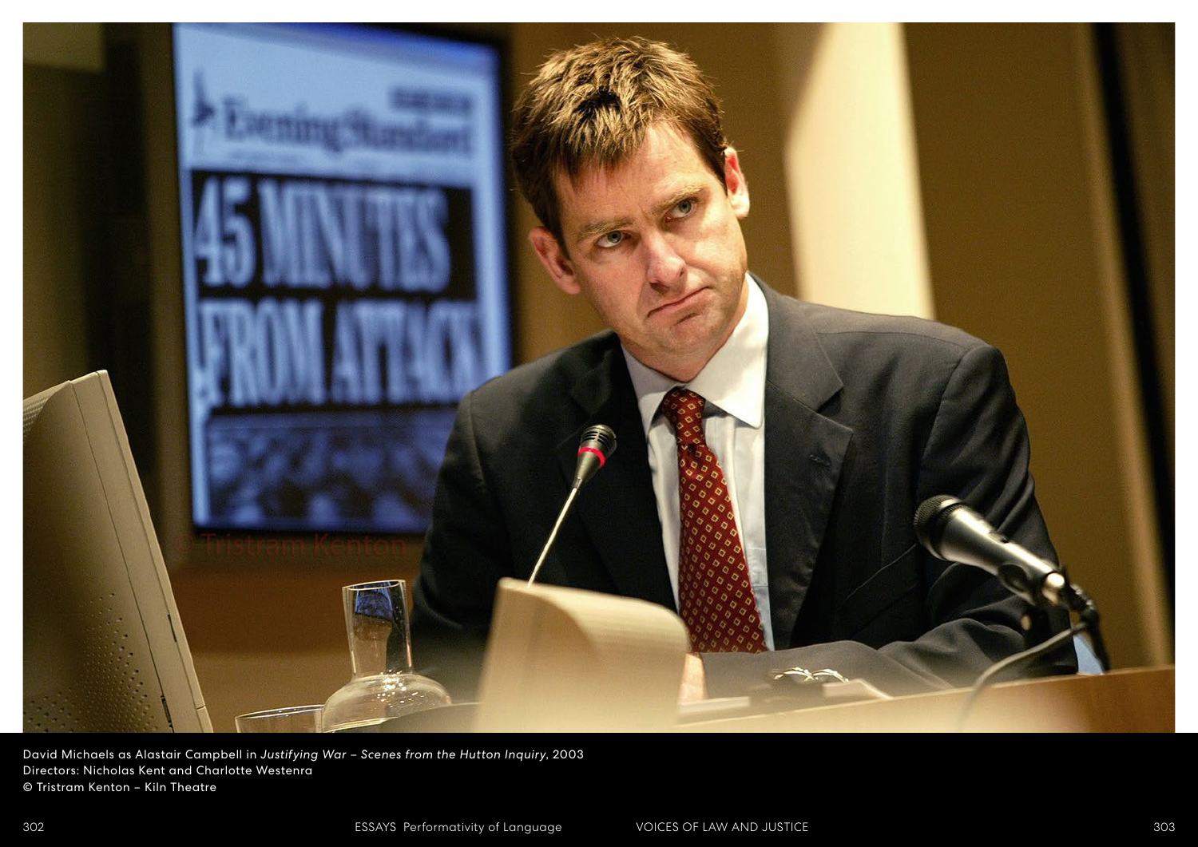David Michaels as Alastair Campbell in *Justifying War – Scenes from the Hutton Inquiry*, 2003
Directors: Nicholas Kent and Charlotte Westenra
© Tristram Kenton – Kiln Theatre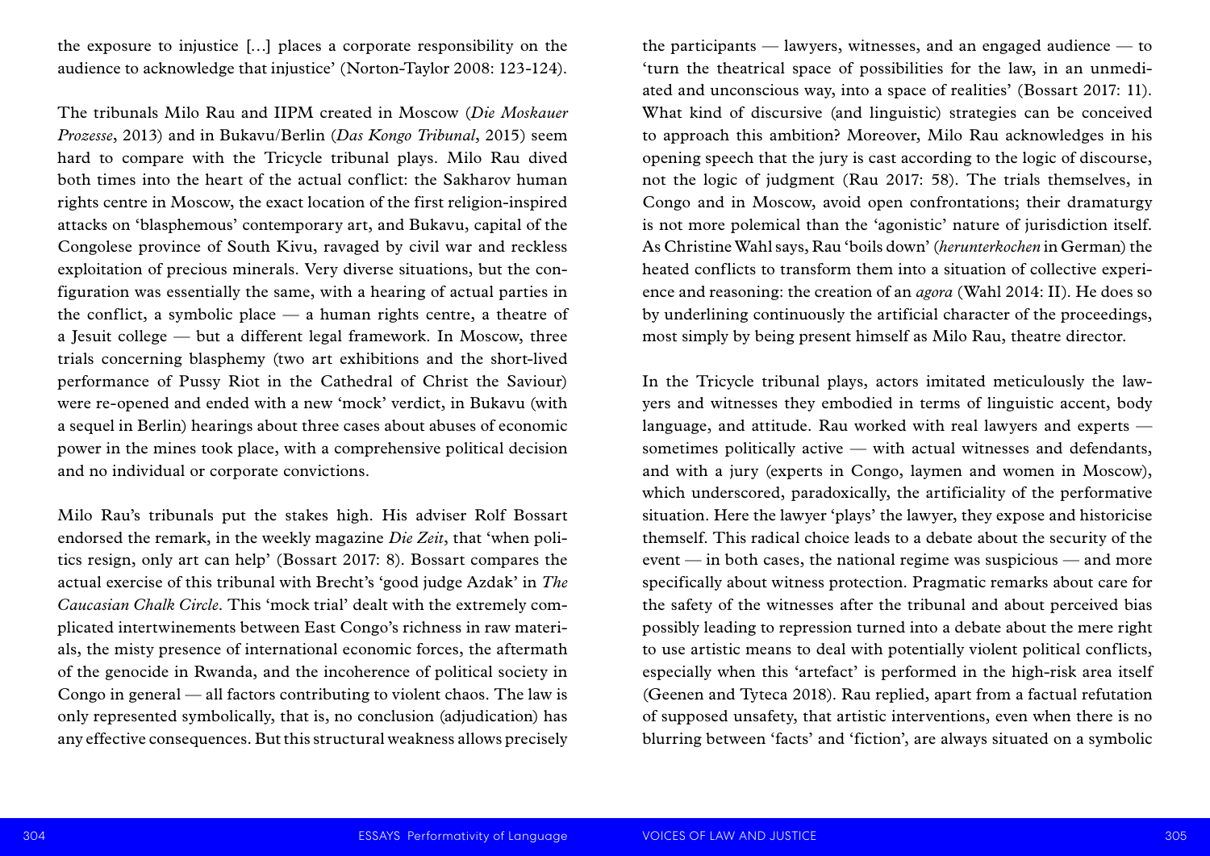the exposure to injustice [...] places a corporate responsibility on the audience to acknowledge that injustice' (Norton-Taylor 2008: 123-124).

The tribunals Milo Rau and IIPM created in Moscow (*Die Moskauer Prozesse*, 2013) and in Bukavu/Berlin (*Das Kongo Tribunal*, 2015) seem hard to compare with the Tricycle tribunal plays. Milo Rau dived both times into the heart of the actual conflict: the Sakharov human rights centre in Moscow, the exact location of the first religion-inspired attacks on 'blasphemous' contemporary art, and Bukavu, capital of the Congolese province of South Kivu, ravaged by civil war and reckless exploitation of precious minerals. Very diverse situations, but the configuration was essentially the same, with a hearing of actual parties in the conflict, a symbolic place — a human rights centre, a theatre of a Jesuit college — but a different legal framework. In Moscow, three trials concerning blasphemy (two art exhibitions and the short-lived performance of Pussy Riot in the Cathedral of Christ the Saviour) were re-opened and ended with a new 'mock' verdict, in Bukavu (with a sequel in Berlin) hearings about three cases about abuses of economic power in the mines took place, with a comprehensive political decision and no individual or corporate convictions.

Milo Rau's tribunals put the stakes high. His adviser Rolf Bossart endorsed the remark, in the weekly magazine *Die Zeit*, that 'when politics resign, only art can help' (Bossart 2017: 8). Bossart compares the actual exercise of this tribunal with Brecht's 'good judge Azdak' in *The Caucasian Chalk Circle*. This 'mock trial' dealt with the extremely complicated intertwinements between East Congo's richness in raw materials, the misty presence of international economic forces, the aftermath of the genocide in Rwanda, and the incoherence of political society in Congo in general — all factors contributing to violent chaos. The law is only represented symbolically, that is, no conclusion (adjudication) has any effective consequences. But this structural weakness allows precisely the participants — lawyers, witnesses, and an engaged audience — to 'turn the theatrical space of possibilities for the law, in an unmediated and unconscious way, into a space of realities' (Bossart 2017: 11). What kind of discursive (and linguistic) strategies can be conceived to approach this ambition? Moreover, Milo Rau acknowledges in his opening speech that the jury is cast according to the logic of discourse, not the logic of judgment (Rau 2017: 58). The trials themselves, in Congo and in Moscow, avoid open confrontations; their dramaturgy is not more polemical than the 'agonistic' nature of jurisdiction itself. As Christine Wahl says, Rau 'boils down' (*herunterkochen* in German) the heated conflicts to transform them into a situation of collective experience and reasoning: the creation of an *agora* (Wahl 2014: II). He does so by underlining continuously the artificial character of the proceedings, most simply by being present himself as Milo Rau, theatre director.

In the Tricycle tribunal plays, actors imitated meticulously the lawyers and witnesses they embodied in terms of linguistic accent, body language, and attitude. Rau worked with real lawyers and experts — sometimes politically active — with actual witnesses and defendants, and with a jury (experts in Congo, laymen and women in Moscow), which underscored, paradoxically, the artificiality of the performative situation. Here the lawyer 'plays' the lawyer, they expose and historicise themself. This radical choice leads to a debate about the security of the event — in both cases, the national regime was suspicious — and more specifically about witness protection. Pragmatic remarks about care for the safety of the witnesses after the tribunal and about perceived bias possibly leading to repression turned into a debate about the mere right to use artistic means to deal with potentially violent political conflicts, especially when this 'artefact' is performed in the high-risk area itself (Geenen and Tyteca 2018). Rau replied, apart from a factual refutation of supposed unsafety, that artistic interventions, even when there is no blurring between 'facts' and 'fiction', are always situated on a symbolic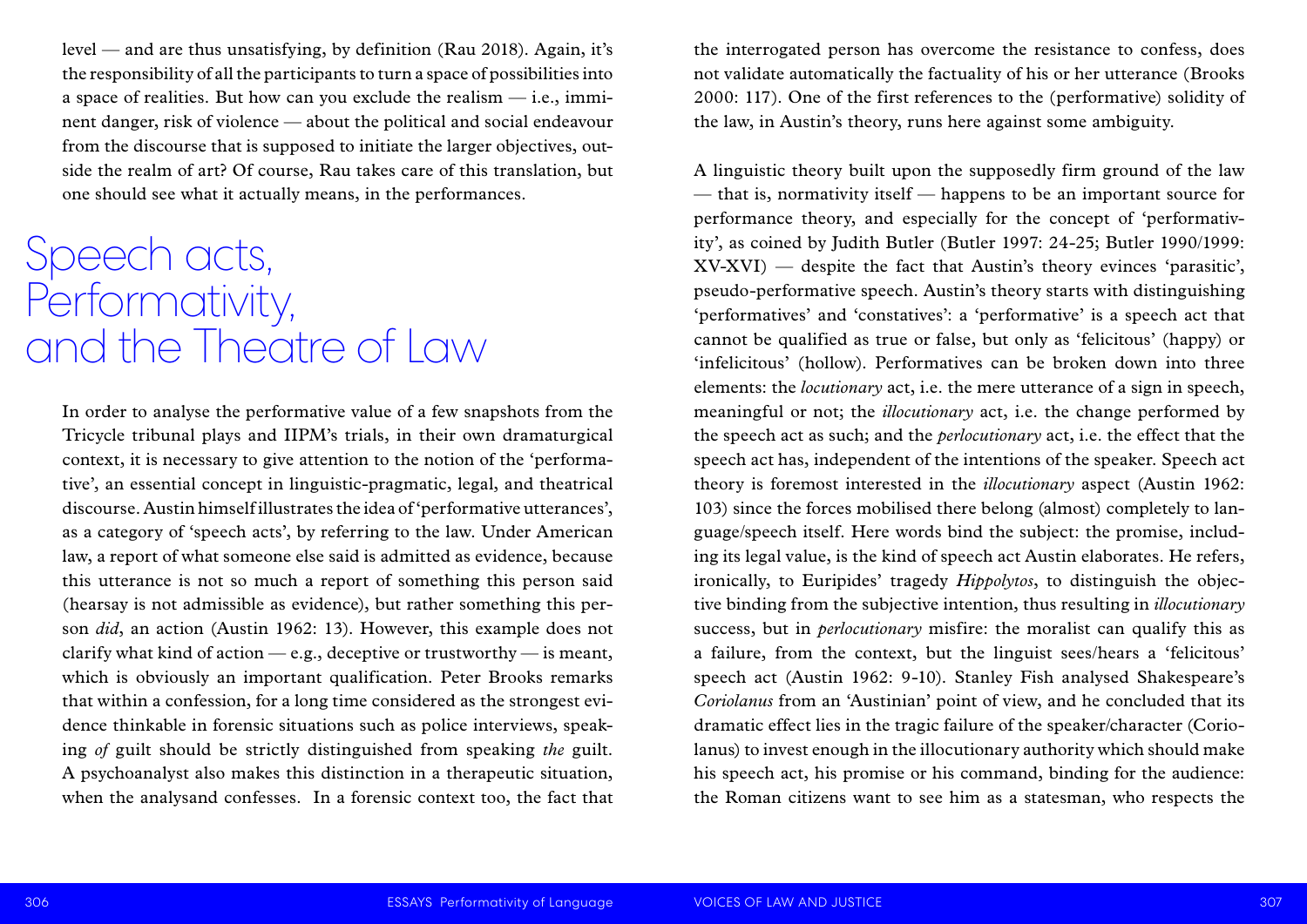level — and are thus unsatisfying, by definition (Rau 2018). Again, it's the responsibility of all the participants to turn a space of possibilities into a space of realities. But how can you exclude the realism — i.e., imminent danger, risk of violence — about the political and social endeavour from the discourse that is supposed to initiate the larger objectives, outside the realm of art? Of course, Rau takes care of this translation, but one should see what it actually means, in the performances.

## Speech acts, Performativity, and the Theatre of Law

In order to analyse the performative value of a few snapshots from the Tricycle tribunal plays and IIPM's trials, in their own dramaturgical context, it is necessary to give attention to the notion of the 'performative', an essential concept in linguistic-pragmatic, legal, and theatrical discourse. Austin himself illustrates the idea of 'performative utterances', as a category of 'speech acts', by referring to the law. Under American law, a report of what someone else said is admitted as evidence, because this utterance is not so much a report of something this person said (hearsay is not admissible as evidence), but rather something this person *did*, an action (Austin 1962: 13). However, this example does not clarify what kind of action — e.g., deceptive or trustworthy — is meant, which is obviously an important qualification. Peter Brooks remarks that within a confession, for a long time considered as the strongest evidence thinkable in forensic situations such as police interviews, speaking *of* guilt should be strictly distinguished from speaking *the* guilt. A psychoanalyst also makes this distinction in a therapeutic situation, when the analysand confesses. In a forensic context too, the fact that the interrogated person has overcome the resistance to confess, does not validate automatically the factuality of his or her utterance (Brooks 2000: 117). One of the first references to the (performative) solidity of the law, in Austin's theory, runs here against some ambiguity.

A linguistic theory built upon the supposedly firm ground of the law — that is, normativity itself — happens to be an important source for performance theory, and especially for the concept of 'performativity', as coined by Judith Butler (Butler 1997: 24-25; Butler 1990/1999: XV-XVI) — despite the fact that Austin's theory evinces 'parasitic', pseudo-performative speech. Austin's theory starts with distinguishing 'performatives' and 'constatives': a 'performative' is a speech act that cannot be qualified as true or false, but only as 'felicitous' (happy) or 'infelicitous' (hollow). Performatives can be broken down into three elements: the *locutionary* act, i.e. the mere utterance of a sign in speech, meaningful or not; the *illocutionary* act, i.e. the change performed by the speech act as such; and the *perlocutionary* act, i.e. the effect that the speech act has, independent of the intentions of the speaker. Speech act theory is foremost interested in the *illocutionary* aspect (Austin 1962: 103) since the forces mobilised there belong (almost) completely to language/speech itself. Here words bind the subject: the promise, including its legal value, is the kind of speech act Austin elaborates. He refers, ironically, to Euripides' tragedy *Hippolytos*, to distinguish the objective binding from the subjective intention, thus resulting in *illocutionary* success, but in *perlocutionary* misfire: the moralist can qualify this as a failure, from the context, but the linguist sees/hears a 'felicitous' speech act (Austin 1962: 9-10). Stanley Fish analysed Shakespeare's *Coriolanus* from an 'Austinian' point of view, and he concluded that its dramatic effect lies in the tragic failure of the speaker/character (Coriolanus) to invest enough in the illocutionary authority which should make his speech act, his promise or his command, binding for the audience: the Roman citizens want to see him as a statesman, who respects the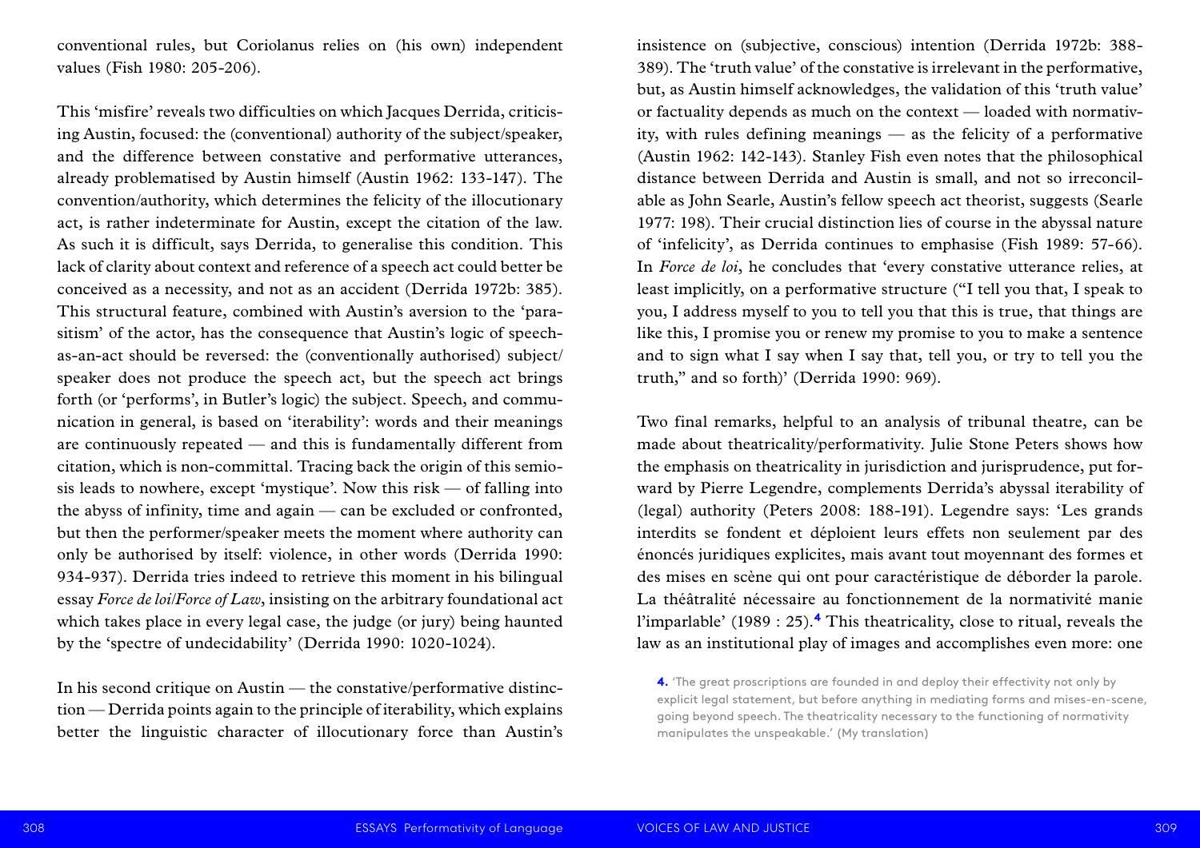conventional rules, but Coriolanus relies on (his own) independent values (Fish 1980: 205-206).

This 'misfire' reveals two difficulties on which Jacques Derrida, criticising Austin, focused: the (conventional) authority of the subject/speaker, and the difference between constative and performative utterances, already problematised by Austin himself (Austin 1962: 133-147). The convention/authority, which determines the felicity of the illocutionary act, is rather indeterminate for Austin, except the citation of the law. As such it is difficult, says Derrida, to generalise this condition. This lack of clarity about context and reference of a speech act could better be conceived as a necessity, and not as an accident (Derrida 1972b: 385). This structural feature, combined with Austin's aversion to the 'parasitism' of the actor, has the consequence that Austin's logic of speech-as-an-act should be reversed: the (conventionally authorised) subject/speaker does not produce the speech act, but the speech act brings forth (or 'performs', in Butler's logic) the subject. Speech, and communication in general, is based on 'iterability': words and their meanings are continuously repeated — and this is fundamentally different from citation, which is non-committal. Tracing back the origin of this semiosis leads to nowhere, except 'mystique'. Now this risk — of falling into the abyss of infinity, time and again — can be excluded or confronted, but then the performer/speaker meets the moment where authority can only be authorised by itself: violence, in other words (Derrida 1990: 934-937). Derrida tries indeed to retrieve this moment in his bilingual essay *Force de loi/Force of Law*, insisting on the arbitrary foundational act which takes place in every legal case, the judge (or jury) being haunted by the 'spectre of undecidability' (Derrida 1990: 1020-1024).

In his second critique on Austin — the constative/performative distinction — Derrida points again to the principle of iterability, which explains better the linguistic character of illocutionary force than Austin's insistence on (subjective, conscious) intention (Derrida 1972b: 388-389). The 'truth value' of the constative is irrelevant in the performative, but, as Austin himself acknowledges, the validation of this 'truth value' or factuality depends as much on the context — loaded with normativity, with rules defining meanings — as the felicity of a performative (Austin 1962: 142-143). Stanley Fish even notes that the philosophical distance between Derrida and Austin is small, and not so irreconcilable as John Searle, Austin's fellow speech act theorist, suggests (Searle 1977: 198). Their crucial distinction lies of course in the abyssal nature of 'infelicity', as Derrida continues to emphasise (Fish 1989: 57-66). In *Force de loi*, he concludes that 'every constative utterance relies, at least implicitly, on a performative structure ("I tell you that, I speak to you, I address myself to you to tell you that this is true, that things are like this, I promise you or renew my promise to you to make a sentence and to sign what I say when I say that, tell you, or try to tell you the truth," and so forth)' (Derrida 1990: 969).

Two final remarks, helpful to an analysis of tribunal theatre, can be made about theatricality/performativity. Julie Stone Peters shows how the emphasis on theatricality in jurisdiction and jurisprudence, put forward by Pierre Legendre, complements Derrida's abyssal iterability of (legal) authority (Peters 2008: 188-191). Legendre says: 'Les grands interdits se fondent et déploient leurs effets non seulement par des énoncés juridiques explicites, mais avant tout moyennant des formes et des mises en scène qui ont pour caractéristique de déborder la parole. La théâtralité nécessaire au fonctionnement de la normativité manie l'imparlable' (1989 : 25).[4] This theatricality, close to ritual, reveals the law as an institutional play of images and accomplishes even more: one

**4.** 'The great proscriptions are founded in and deploy their effectivity not only by explicit legal statement, but before anything in mediating forms and mises-en-scene, going beyond speech. The theatricality necessary to the functioning of normativity manipulates the unspeakable.' (My translation)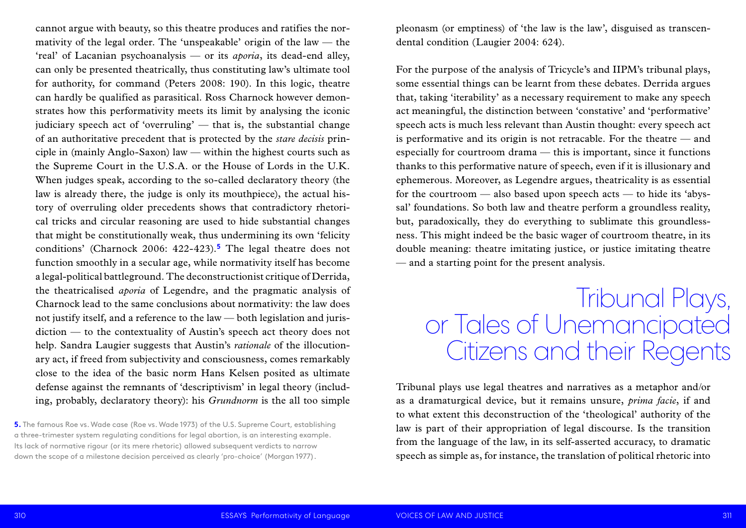cannot argue with beauty, so this theatre produces and ratifies the normativity of the legal order. The 'unspeakable' origin of the law — the 'real' of Lacanian psychoanalysis — or its *aporia*, its dead-end alley, can only be presented theatrically, thus constituting law's ultimate tool for authority, for command (Peters 2008: 190). In this logic, theatre can hardly be qualified as parasitical. Ross Charnock however demonstrates how this performativity meets its limit by analysing the iconic judiciary speech act of 'overruling' — that is, the substantial change of an authoritative precedent that is protected by the *stare decisis* principle in (mainly Anglo-Saxon) law — within the highest courts such as the Supreme Court in the U.S.A. or the House of Lords in the U.K. When judges speak, according to the so-called declaratory theory (the law is already there, the judge is only its mouthpiece), the actual history of overruling older precedents shows that contradictory rhetorical tricks and circular reasoning are used to hide substantial changes that might be constitutionally weak, thus undermining its own 'felicity conditions' (Charnock 2006: 422-423).[5] The legal theatre does not function smoothly in a secular age, while normativity itself has become a legal-political battleground. The deconstructionist critique of Derrida, the theatricalised *aporia* of Legendre, and the pragmatic analysis of Charnock lead to the same conclusions about normativity: the law does not justify itself, and a reference to the law — both legislation and jurisdiction — to the contextuality of Austin's speech act theory does not help. Sandra Laugier suggests that Austin's *rationale* of the illocutionary act, if freed from subjectivity and consciousness, comes remarkably close to the idea of the basic norm Hans Kelsen posited as ultimate defense against the remnants of 'descriptivism' in legal theory (including, probably, declaratory theory): his *Grundnorm* is the all too simple pleonasm (or emptiness) of 'the law is the law', disguised as transcendental condition (Laugier 2004: 624).

For the purpose of the analysis of Tricycle's and IIPM's tribunal plays, some essential things can be learnt from these debates. Derrida argues that, taking 'iterability' as a necessary requirement to make any speech act meaningful, the distinction between 'constative' and 'performative' speech acts is much less relevant than Austin thought: every speech act is performative and its origin is not retracable. For the theatre — and especially for courtroom drama — this is important, since it functions thanks to this performative nature of speech, even if it is illusionary and ephemerous. Moreover, as Legendre argues, theatricality is as essential for the courtroom — also based upon speech acts — to hide its 'abyssal' foundations. So both law and theatre perform a groundless reality, but, paradoxically, they do everything to sublimate this groundlessness. This might indeed be the basic wager of courtroom theatre, in its double meaning: theatre imitating justice, or justice imitating theatre — and a starting point for the present analysis.

## Tribunal Plays, or Tales of Unemancipated Citizens and their Regents

Tribunal plays use legal theatres and narratives as a metaphor and/or as a dramaturgical device, but it remains unsure, *prima facie*, if and to what extent this deconstruction of the 'theological' authority of the law is part of their appropriation of legal discourse. Is the transition from the language of the law, in its self-asserted accuracy, to dramatic speech as simple as, for instance, the translation of political rhetoric into

**5.** The famous Roe vs. Wade case (Roe vs. Wade 1973) of the U.S. Supreme Court, establishing a three-trimester system regulating conditions for legal abortion, is an interesting example. Its lack of normative rigour (or its mere rhetoric) allowed subsequent verdicts to narrow down the scope of a milestone decision perceived as clearly 'pro-choice' (Morgan 1977).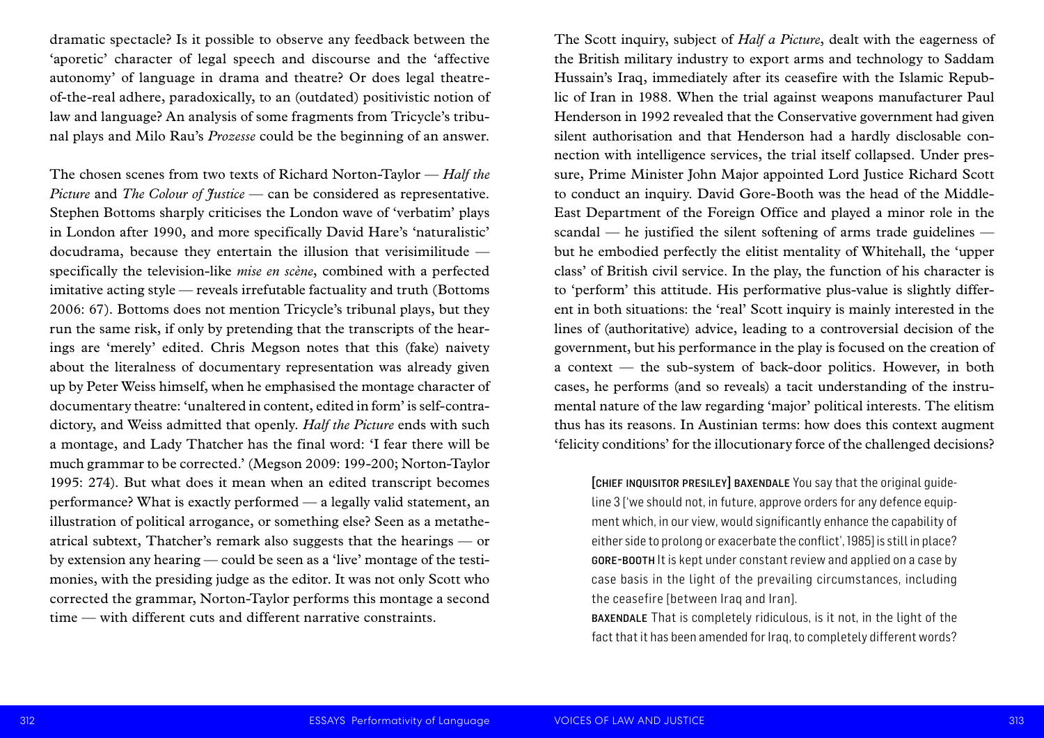dramatic spectacle? Is it possible to observe any feedback between the 'aporetic' character of legal speech and discourse and the 'affective autonomy' of language in drama and theatre? Or does legal theatre-of-the-real adhere, paradoxically, to an (outdated) positivistic notion of law and language? An analysis of some fragments from Tricycle's tribunal plays and Milo Rau's *Prozesse* could be the beginning of an answer.

The chosen scenes from two texts of Richard Norton-Taylor — *Half the Picture* and *The Colour of Justice* — can be considered as representative. Stephen Bottoms sharply criticises the London wave of 'verbatim' plays in London after 1990, and more specifically David Hare's 'naturalistic' docudrama, because they entertain the illusion that verisimilitude — specifically the television-like *mise en scène*, combined with a perfected imitative acting style — reveals irrefutable factuality and truth (Bottoms 2006: 67). Bottoms does not mention Tricycle's tribunal plays, but they run the same risk, if only by pretending that the transcripts of the hearings are 'merely' edited. Chris Megson notes that this (fake) naivety about the literalness of documentary representation was already given up by Peter Weiss himself, when he emphasised the montage character of documentary theatre: 'unaltered in content, edited in form' is self-contradictory, and Weiss admitted that openly. *Half the Picture* ends with such a montage, and Lady Thatcher has the final word: 'I fear there will be much grammar to be corrected.' (Megson 2009: 199-200; Norton-Taylor 1995: 274). But what does it mean when an edited transcript becomes performance? What is exactly performed — a legally valid statement, an illustration of political arrogance, or something else? Seen as a metatheatrical subtext, Thatcher's remark also suggests that the hearings — or by extension any hearing — could be seen as a 'live' montage of the testimonies, with the presiding judge as the editor. It was not only Scott who corrected the grammar, Norton-Taylor performs this montage a second time — with different cuts and different narrative constraints.

The Scott inquiry, subject of *Half a Picture*, dealt with the eagerness of the British military industry to export arms and technology to Saddam Hussain's Iraq, immediately after its ceasefire with the Islamic Republic of Iran in 1988. When the trial against weapons manufacturer Paul Henderson in 1992 revealed that the Conservative government had given silent authorisation and that Henderson had a hardly disclosable connection with intelligence services, the trial itself collapsed. Under pressure, Prime Minister John Major appointed Lord Justice Richard Scott to conduct an inquiry. David Gore-Booth was the head of the Middle-East Department of the Foreign Office and played a minor role in the scandal — he justified the silent softening of arms trade guidelines — but he embodied perfectly the elitist mentality of Whitehall, the 'upper class' of British civil service. In the play, the function of his character is to 'perform' this attitude. His performative plus-value is slightly different in both situations: the 'real' Scott inquiry is mainly interested in the lines of (authoritative) advice, leading to a controversial decision of the government, but his performance in the play is focused on the creation of a context — the sub-system of back-door politics. However, in both cases, he performs (and so reveals) a tacit understanding of the instrumental nature of the law regarding 'major' political interests. The elitism thus has its reasons. In Austinian terms: how does this context augment 'felicity conditions' for the illocutionary force of the challenged decisions?

> [CHIEF INQUISITOR PRESILEY] BAXENDALE You say that the original guideline 3 ['we should not, in future, approve orders for any defence equipment which, in our view, would significantly enhance the capability of either side to prolong or exacerbate the conflict', 1985] is still in place?
> GORE-BOOTH It is kept under constant review and applied on a case by case basis in the light of the prevailing circumstances, including the ceasefire [between Iraq and Iran].
> BAXENDALE That is completely ridiculous, is it not, in the light of the fact that it has been amended for Iraq, to completely different words?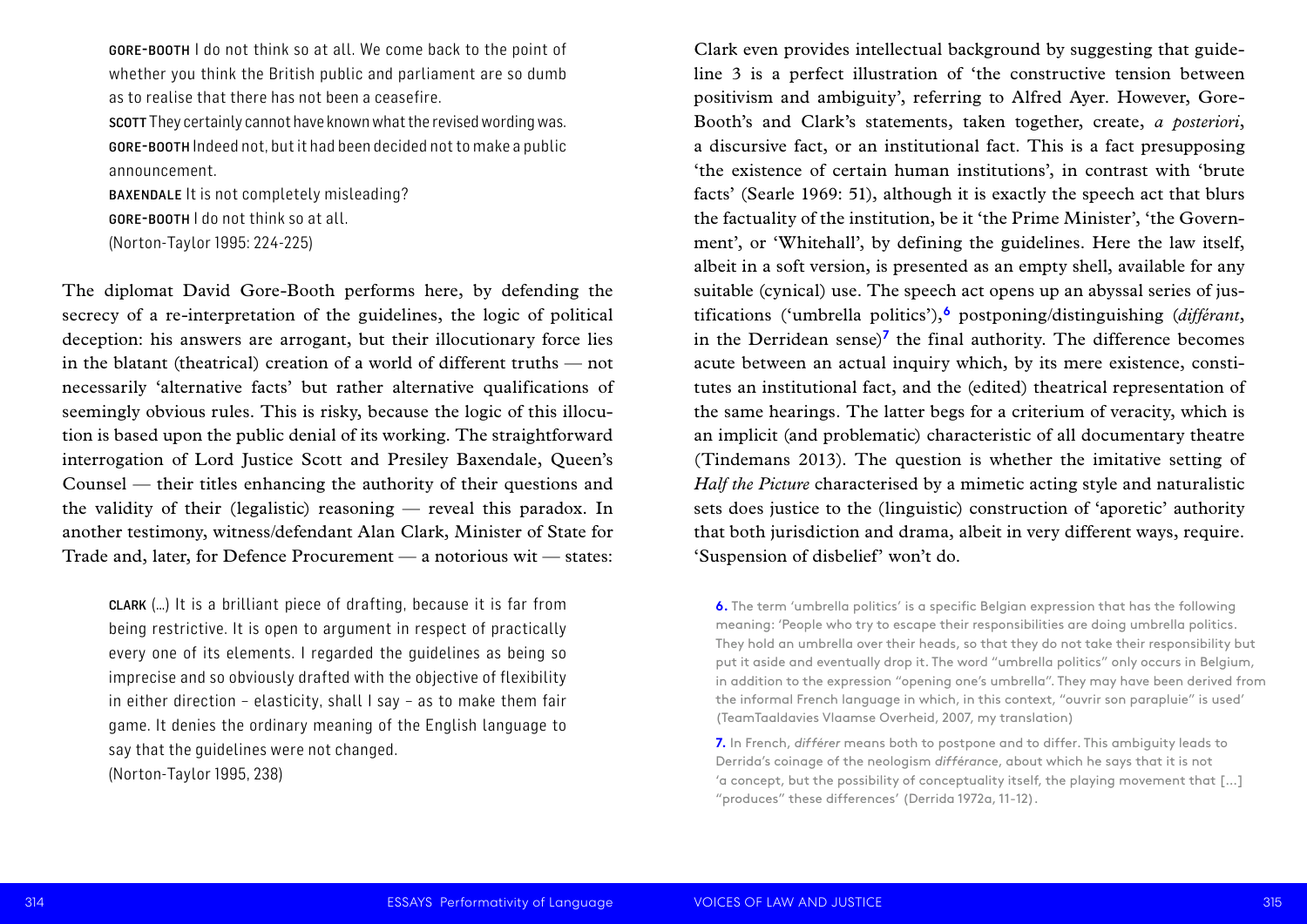GORE-BOOTH I do not think so at all. We come back to the point of whether you think the British public and parliament are so dumb as to realise that there has not been a ceasefire.
SCOTT They certainly cannot have known what the revised wording was.
GORE-BOOTH Indeed not, but it had been decided not to make a public announcement.
BAXENDALE It is not completely misleading?
GORE-BOOTH I do not think so at all.
(Norton-Taylor 1995: 224-225)

The diplomat David Gore-Booth performs here, by defending the secrecy of a re-interpretation of the guidelines, the logic of political deception: his answers are arrogant, but their illocutionary force lies in the blatant (theatrical) creation of a world of different truths — not necessarily 'alternative facts' but rather alternative qualifications of seemingly obvious rules. This is risky, because the logic of this illocution is based upon the public denial of its working. The straightforward interrogation of Lord Justice Scott and Presiley Baxendale, Queen's Counsel — their titles enhancing the authority of their questions and the validity of their (legalistic) reasoning — reveal this paradox. In another testimony, witness/defendant Alan Clark, Minister of State for Trade and, later, for Defence Procurement — a notorious wit — states:

CLARK (...) It is a brilliant piece of drafting, because it is far from being restrictive. It is open to argument in respect of practically every one of its elements. I regarded the guidelines as being so imprecise and so obviously drafted with the objective of flexibility in either direction – elasticity, shall I say – as to make them fair game. It denies the ordinary meaning of the English language to say that the guidelines were not changed.
(Norton-Taylor 1995, 238)

Clark even provides intellectual background by suggesting that guideline 3 is a perfect illustration of 'the constructive tension between positivism and ambiguity', referring to Alfred Ayer. However, Gore-Booth's and Clark's statements, taken together, create, *a posteriori*, a discursive fact, or an institutional fact. This is a fact presupposing 'the existence of certain human institutions', in contrast with 'brute facts' (Searle 1969: 51), although it is exactly the speech act that blurs the factuality of the institution, be it 'the Prime Minister', 'the Government', or 'Whitehall', by defining the guidelines. Here the law itself, albeit in a soft version, is presented as an empty shell, available for any suitable (cynical) use. The speech act opens up an abyssal series of justifications ('umbrella politics'),[6] postponing/distinguishing (*différant*, in the Derridean sense)[7] the final authority. The difference becomes acute between an actual inquiry which, by its mere existence, constitutes an institutional fact, and the (edited) theatrical representation of the same hearings. The latter begs for a criterium of veracity, which is an implicit (and problematic) characteristic of all documentary theatre (Tindemans 2013). The question is whether the imitative setting of *Half the Picture* characterised by a mimetic acting style and naturalistic sets does justice to the (linguistic) construction of 'aporetic' authority that both jurisdiction and drama, albeit in very different ways, require. 'Suspension of disbelief' won't do.

**6.** The term 'umbrella politics' is a specific Belgian expression that has the following meaning: 'People who try to escape their responsibilities are doing umbrella politics. They hold an umbrella over their heads, so that they do not take their responsibility but put it aside and eventually drop it. The word "umbrella politics" only occurs in Belgium, in addition to the expression "opening one's umbrella". They may have been derived from the informal French language in which, in this context, "ouvrir son parapluie" is used' (TeamTaaldavies Vlaamse Overheid, 2007, my translation)

**7.** In French, *différer* means both to postpone and to differ. This ambiguity leads to Derrida's coinage of the neologism *différance*, about which he says that it is not 'a concept, but the possibility of conceptuality itself, the playing movement that [...] "produces" these differences' (Derrida 1972a, 11-12).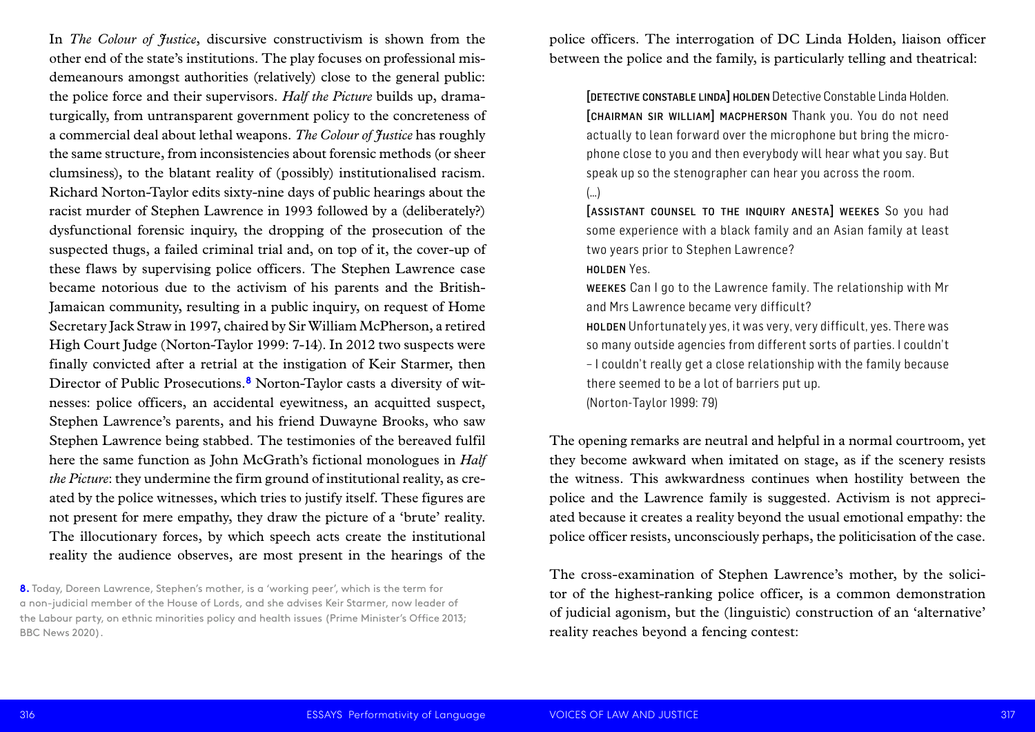In *The Colour of Justice*, discursive constructivism is shown from the other end of the state's institutions. The play focuses on professional misdemeanours amongst authorities (relatively) close to the general public: the police force and their supervisors. *Half the Picture* builds up, dramaturgically, from untransparent government policy to the concreteness of a commercial deal about lethal weapons. *The Colour of Justice* has roughly the same structure, from inconsistencies about forensic methods (or sheer clumsiness), to the blatant reality of (possibly) institutionalised racism. Richard Norton-Taylor edits sixty-nine days of public hearings about the racist murder of Stephen Lawrence in 1993 followed by a (deliberately?) dysfunctional forensic inquiry, the dropping of the prosecution of the suspected thugs, a failed criminal trial and, on top of it, the cover-up of these flaws by supervising police officers. The Stephen Lawrence case became notorious due to the activism of his parents and the British-Jamaican community, resulting in a public inquiry, on request of Home Secretary Jack Straw in 1997, chaired by Sir William McPherson, a retired High Court Judge (Norton-Taylor 1999: 7-14). In 2012 two suspects were finally convicted after a retrial at the instigation of Keir Starmer, then Director of Public Prosecutions.[8] Norton-Taylor casts a diversity of witnesses: police officers, an accidental eyewitness, an acquitted suspect, Stephen Lawrence's parents, and his friend Duwayne Brooks, who saw Stephen Lawrence being stabbed. The testimonies of the bereaved fulfil here the same function as John McGrath's fictional monologues in *Half the Picture*: they undermine the firm ground of institutional reality, as created by the police witnesses, which tries to justify itself. These figures are not present for mere empathy, they draw the picture of a 'brute' reality. The illocutionary forces, by which speech acts create the institutional reality the audience observes, are most present in the hearings of the police officers. The interrogation of DC Linda Holden, liaison officer between the police and the family, is particularly telling and theatrical:

> [DETECTIVE CONSTABLE LINDA] HOLDEN Detective Constable Linda Holden.
> [CHAIRMAN SIR WILLIAM] MACPHERSON Thank you. You do not need actually to lean forward over the microphone but bring the microphone close to you and then everybody will hear what you say. But speak up so the stenographer can hear you across the room.
> (...)
> [ASSISTANT COUNSEL TO THE INQUIRY ANESTA] WEEKES So you had some experience with a black family and an Asian family at least two years prior to Stephen Lawrence?
> HOLDEN Yes.
> WEEKES Can I go to the Lawrence family. The relationship with Mr and Mrs Lawrence became very difficult?
> HOLDEN Unfortunately yes, it was very, very difficult, yes. There was so many outside agencies from different sorts of parties. I couldn't – I couldn't really get a close relationship with the family because there seemed to be a lot of barriers put up.
> (Norton-Taylor 1999: 79)

The opening remarks are neutral and helpful in a normal courtroom, yet they become awkward when imitated on stage, as if the scenery resists the witness. This awkwardness continues when hostility between the police and the Lawrence family is suggested. Activism is not appreciated because it creates a reality beyond the usual emotional empathy: the police officer resists, unconsciously perhaps, the politicisation of the case.

The cross-examination of Stephen Lawrence's mother, by the solicitor of the highest-ranking police officer, is a common demonstration of judicial agonism, but the (linguistic) construction of an 'alternative' reality reaches beyond a fencing contest:

---

[8] Today, Doreen Lawrence, Stephen's mother, is a 'working peer', which is the term for a non-judicial member of the House of Lords, and she advises Keir Starmer, now leader of the Labour party, on ethnic minorities policy and health issues (Prime Minister's Office 2013; BBC News 2020).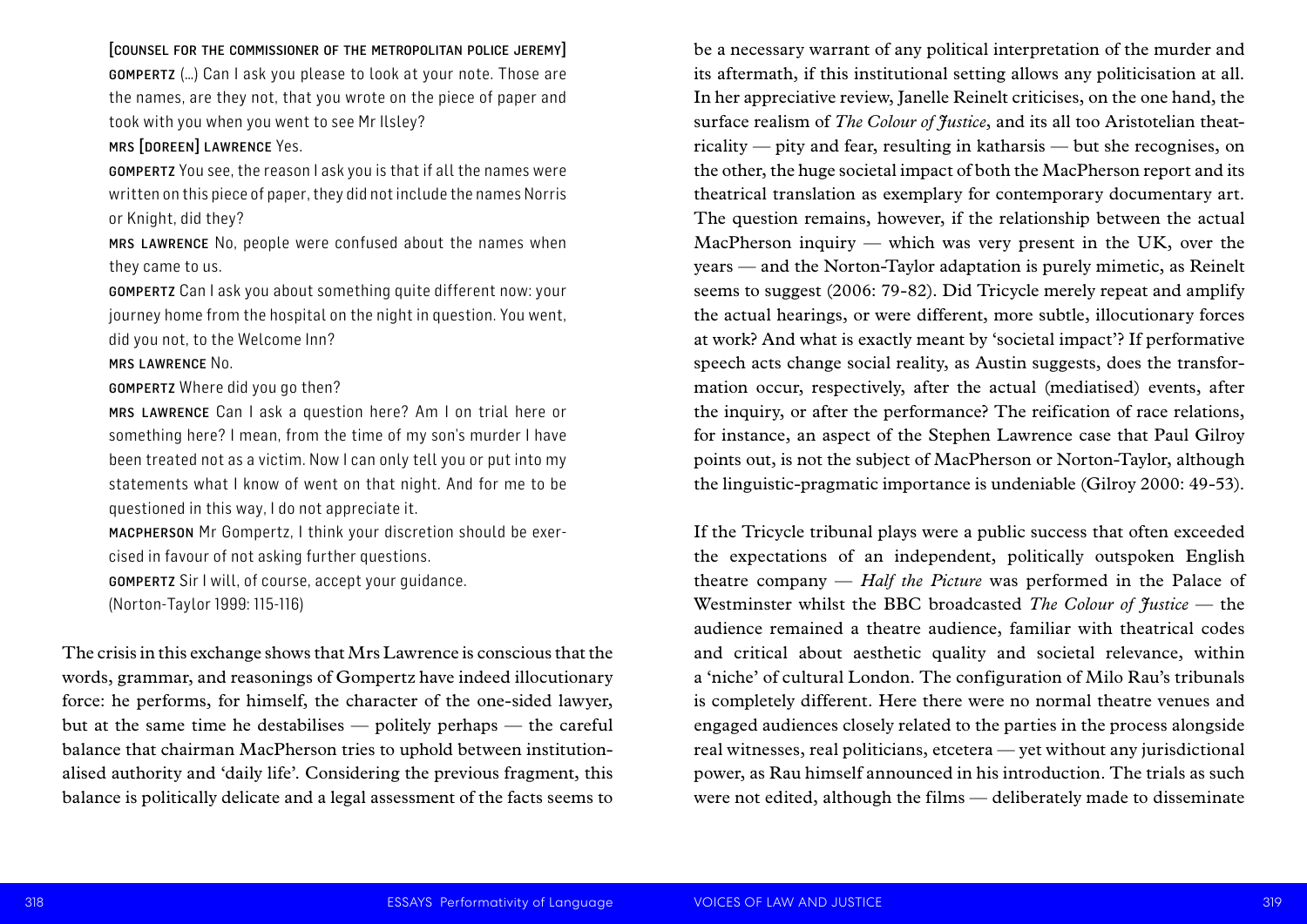[COUNSEL FOR THE COMMISSIONER OF THE METROPOLITAN POLICE JEREMY] GOMPERTZ (…) Can I ask you please to look at your note. Those are the names, are they not, that you wrote on the piece of paper and took with you when you went to see Mr Ilsley?

MRS [DOREEN] LAWRENCE Yes.

GOMPERTZ You see, the reason I ask you is that if all the names were written on this piece of paper, they did not include the names Norris or Knight, did they?

MRS LAWRENCE No, people were confused about the names when they came to us.

GOMPERTZ Can I ask you about something quite different now: your journey home from the hospital on the night in question. You went, did you not, to the Welcome Inn?

MRS LAWRENCE No.

GOMPERTZ Where did you go then?

MRS LAWRENCE Can I ask a question here? Am I on trial here or something here? I mean, from the time of my son's murder I have been treated not as a victim. Now I can only tell you or put into my statements what I know of went on that night. And for me to be questioned in this way, I do not appreciate it.

MACPHERSON Mr Gompertz, I think your discretion should be exercised in favour of not asking further questions.

GOMPERTZ Sir I will, of course, accept your guidance.

(Norton-Taylor 1999: 115-116)

The crisis in this exchange shows that Mrs Lawrence is conscious that the words, grammar, and reasonings of Gompertz have indeed illocutionary force: he performs, for himself, the character of the one-sided lawyer, but at the same time he destabilises — politely perhaps — the careful balance that chairman MacPherson tries to uphold between institutionalised authority and 'daily life'. Considering the previous fragment, this balance is politically delicate and a legal assessment of the facts seems to be a necessary warrant of any political interpretation of the murder and its aftermath, if this institutional setting allows any politicisation at all. In her appreciative review, Janelle Reinelt criticises, on the one hand, the surface realism of *The Colour of Justice*, and its all too Aristotelian theatricality — pity and fear, resulting in katharsis — but she recognises, on the other, the huge societal impact of both the MacPherson report and its theatrical translation as exemplary for contemporary documentary art. The question remains, however, if the relationship between the actual MacPherson inquiry — which was very present in the UK, over the years — and the Norton-Taylor adaptation is purely mimetic, as Reinelt seems to suggest (2006: 79-82). Did Tricycle merely repeat and amplify the actual hearings, or were different, more subtle, illocutionary forces at work? And what is exactly meant by 'societal impact'? If performative speech acts change social reality, as Austin suggests, does the transformation occur, respectively, after the actual (mediatised) events, after the inquiry, or after the performance? The reification of race relations, for instance, an aspect of the Stephen Lawrence case that Paul Gilroy points out, is not the subject of MacPherson or Norton-Taylor, although the linguistic-pragmatic importance is undeniable (Gilroy 2000: 49-53).

If the Tricycle tribunal plays were a public success that often exceeded the expectations of an independent, politically outspoken English theatre company — *Half the Picture* was performed in the Palace of Westminster whilst the BBC broadcasted *The Colour of Justice* — the audience remained a theatre audience, familiar with theatrical codes and critical about aesthetic quality and societal relevance, within a 'niche' of cultural London. The configuration of Milo Rau's tribunals is completely different. Here there were no normal theatre venues and engaged audiences closely related to the parties in the process alongside real witnesses, real politicians, etcetera — yet without any jurisdictional power, as Rau himself announced in his introduction. The trials as such were not edited, although the films — deliberately made to disseminate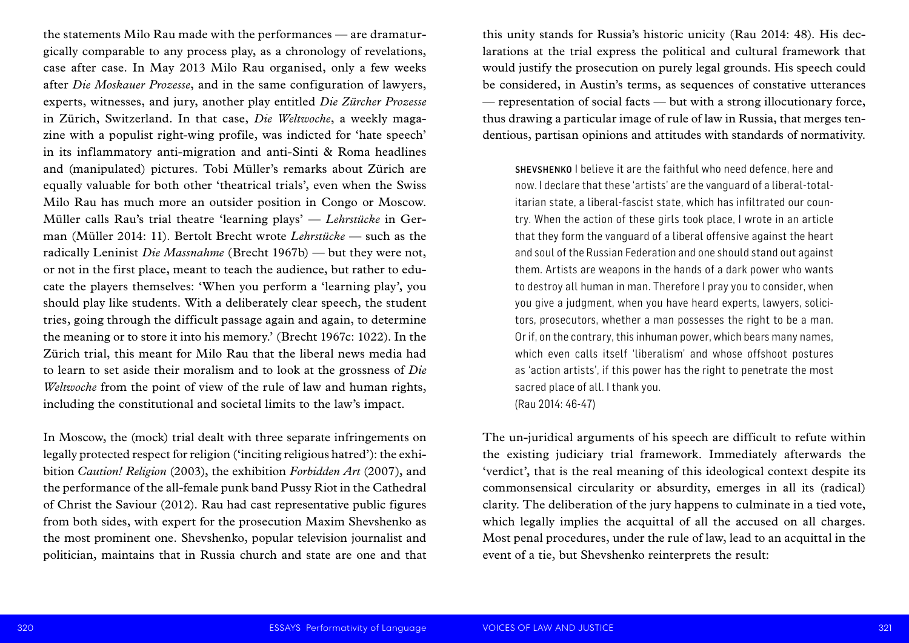the statements Milo Rau made with the performances — are dramaturgically comparable to any process play, as a chronology of revelations, case after case. In May 2013 Milo Rau organised, only a few weeks after *Die Moskauer Prozesse*, and in the same configuration of lawyers, experts, witnesses, and jury, another play entitled *Die Zürcher Prozesse* in Zürich, Switzerland. In that case, *Die Weltwoche*, a weekly magazine with a populist right-wing profile, was indicted for 'hate speech' in its inflammatory anti-migration and anti-Sinti & Roma headlines and (manipulated) pictures. Tobi Müller's remarks about Zürich are equally valuable for both other 'theatrical trials', even when the Swiss Milo Rau has much more an outsider position in Congo or Moscow. Müller calls Rau's trial theatre 'learning plays' — *Lehrstücke* in German (Müller 2014: 11). Bertolt Brecht wrote *Lehrstücke* — such as the radically Leninist *Die Massnahme* (Brecht 1967b) — but they were not, or not in the first place, meant to teach the audience, but rather to educate the players themselves: 'When you perform a 'learning play', you should play like students. With a deliberately clear speech, the student tries, going through the difficult passage again and again, to determine the meaning or to store it into his memory.' (Brecht 1967c: 1022). In the Zürich trial, this meant for Milo Rau that the liberal news media had to learn to set aside their moralism and to look at the grossness of *Die Weltwoche* from the point of view of the rule of law and human rights, including the constitutional and societal limits to the law's impact.

In Moscow, the (mock) trial dealt with three separate infringements on legally protected respect for religion ('inciting religious hatred'): the exhibition *Caution! Religion* (2003), the exhibition *Forbidden Art* (2007), and the performance of the all-female punk band Pussy Riot in the Cathedral of Christ the Saviour (2012). Rau had cast representative public figures from both sides, with expert for the prosecution Maxim Shevshenko as the most prominent one. Shevshenko, popular television journalist and politician, maintains that in Russia church and state are one and that this unity stands for Russia's historic unicity (Rau 2014: 48). His declarations at the trial express the political and cultural framework that would justify the prosecution on purely legal grounds. His speech could be considered, in Austin's terms, as sequences of constative utterances — representation of social facts — but with a strong illocutionary force, thus drawing a particular image of rule of law in Russia, that merges tendentious, partisan opinions and attitudes with standards of normativity.

> SHEVSHENKO I believe it are the faithful who need defence, here and now. I declare that these 'artists' are the vanguard of a liberal-totalitarian state, a liberal-fascist state, which has infiltrated our country. When the action of these girls took place, I wrote in an article that they form the vanguard of a liberal offensive against the heart and soul of the Russian Federation and one should stand out against them. Artists are weapons in the hands of a dark power who wants to destroy all human in man. Therefore I pray you to consider, when you give a judgment, when you have heard experts, lawyers, solicitors, prosecutors, whether a man possesses the right to be a man. Or if, on the contrary, this inhuman power, which bears many names, which even calls itself 'liberalism' and whose offshoot postures as 'action artists', if this power has the right to penetrate the most sacred place of all. I thank you.
> (Rau 2014: 46-47)

The un-juridical arguments of his speech are difficult to refute within the existing judiciary trial framework. Immediately afterwards the 'verdict', that is the real meaning of this ideological context despite its commonsensical circularity or absurdity, emerges in all its (radical) clarity. The deliberation of the jury happens to culminate in a tied vote, which legally implies the acquittal of all the accused on all charges. Most penal procedures, under the rule of law, lead to an acquittal in the event of a tie, but Shevshenko reinterprets the result: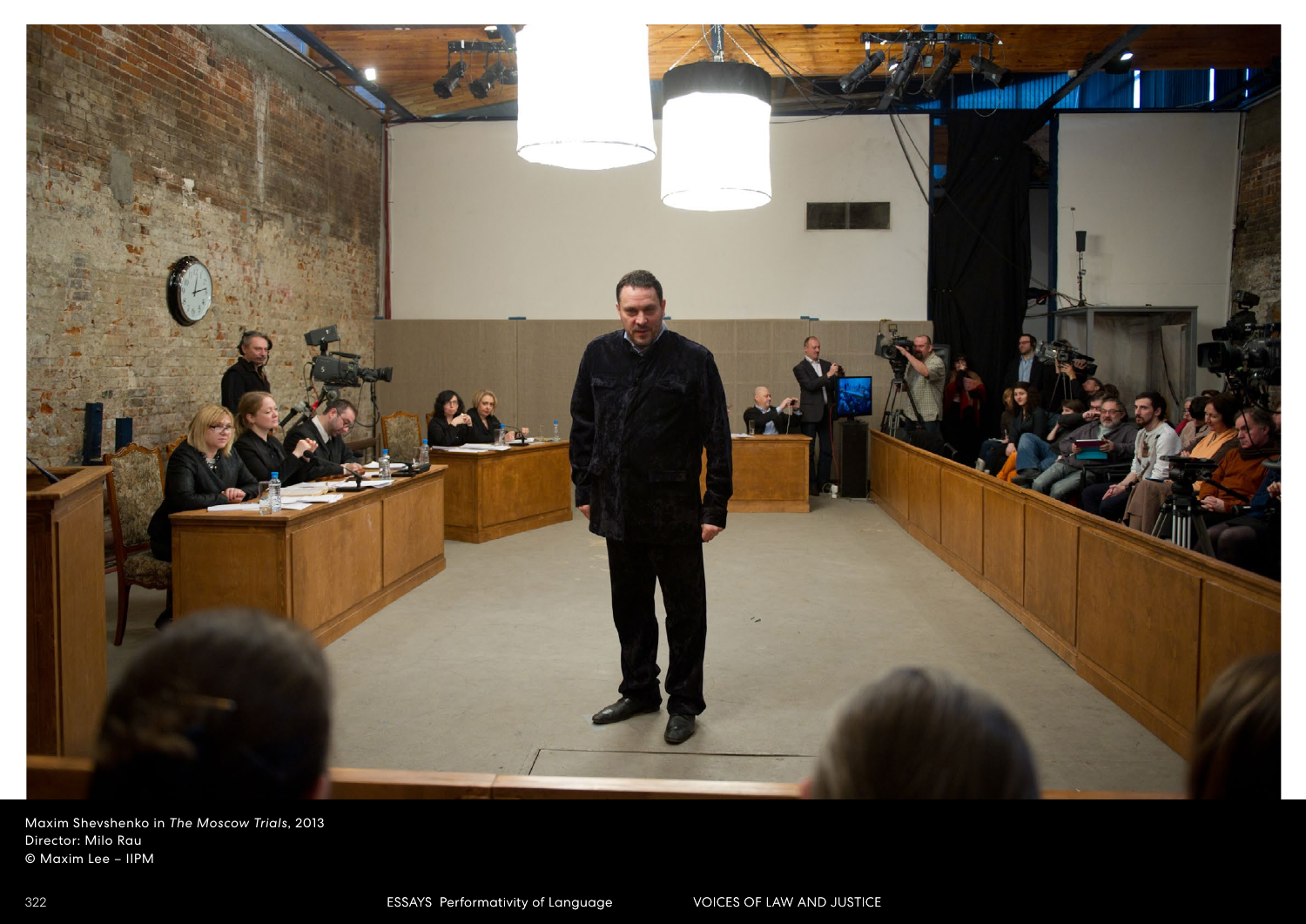Maxim Shevshenko in *The Moscow Trials*, 2013
Director: Milo Rau
© Maxim Lee – IIPM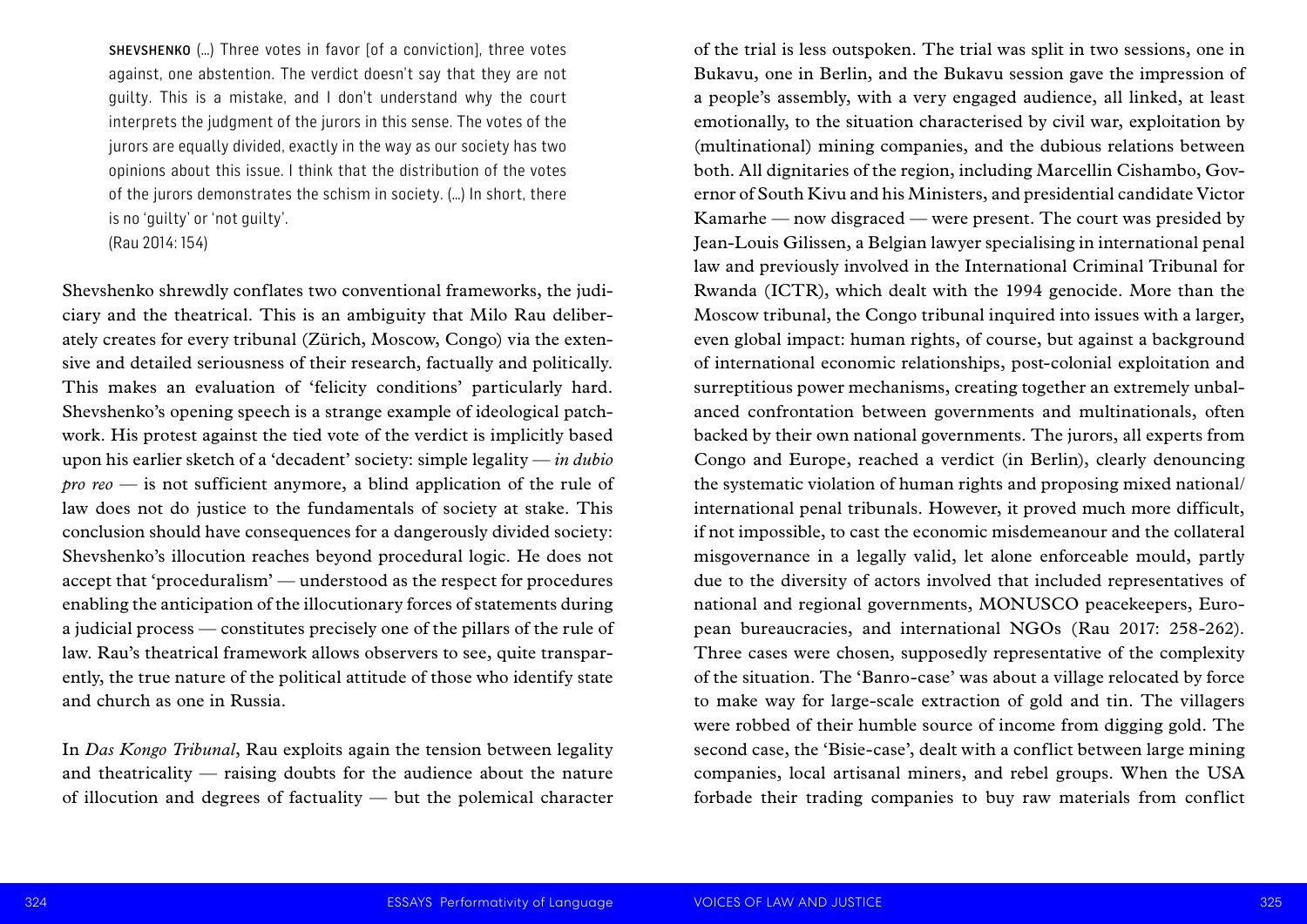> SHEVSHENKO (…) Three votes in favor [of a conviction], three votes against, one abstention. The verdict doesn't say that they are not guilty. This is a mistake, and I don't understand why the court interprets the judgment of the jurors in this sense. The votes of the jurors are equally divided, exactly in the way as our society has two opinions about this issue. I think that the distribution of the votes of the jurors demonstrates the schism in society. (…) In short, there is no 'guilty' or 'not guilty'.
> (Rau 2014: 154)

Shevshenko shrewdly conflates two conventional frameworks, the judiciary and the theatrical. This is an ambiguity that Milo Rau deliberately creates for every tribunal (Zürich, Moscow, Congo) via the extensive and detailed seriousness of their research, factually and politically. This makes an evaluation of 'felicity conditions' particularly hard. Shevshenko's opening speech is a strange example of ideological patchwork. His protest against the tied vote of the verdict is implicitly based upon his earlier sketch of a 'decadent' society: simple legality — *in dubio pro reo* — is not sufficient anymore, a blind application of the rule of law does not do justice to the fundamentals of society at stake. This conclusion should have consequences for a dangerously divided society: Shevshenko's illocution reaches beyond procedural logic. He does not accept that 'proceduralism' — understood as the respect for procedures enabling the anticipation of the illocutionary forces of statements during a judicial process — constitutes precisely one of the pillars of the rule of law. Rau's theatrical framework allows observers to see, quite transparently, the true nature of the political attitude of those who identify state and church as one in Russia.

In *Das Kongo Tribunal*, Rau exploits again the tension between legality and theatricality — raising doubts for the audience about the nature of illocution and degrees of factuality — but the polemical character of the trial is less outspoken. The trial was split in two sessions, one in Bukavu, one in Berlin, and the Bukavu session gave the impression of a people's assembly, with a very engaged audience, all linked, at least emotionally, to the situation characterised by civil war, exploitation by (multinational) mining companies, and the dubious relations between both. All dignitaries of the region, including Marcellin Cishambo, Governor of South Kivu and his Ministers, and presidential candidate Victor Kamarhe — now disgraced — were present. The court was presided by Jean-Louis Gilissen, a Belgian lawyer specialising in international penal law and previously involved in the International Criminal Tribunal for Rwanda (ICTR), which dealt with the 1994 genocide. More than the Moscow tribunal, the Congo tribunal inquired into issues with a larger, even global impact: human rights, of course, but against a background of international economic relationships, post-colonial exploitation and surreptitious power mechanisms, creating together an extremely unbalanced confrontation between governments and multinationals, often backed by their own national governments. The jurors, all experts from Congo and Europe, reached a verdict (in Berlin), clearly denouncing the systematic violation of human rights and proposing mixed national/international penal tribunals. However, it proved much more difficult, if not impossible, to cast the economic misdemeanour and the collateral misgovernance in a legally valid, let alone enforceable mould, partly due to the diversity of actors involved that included representatives of national and regional governments, MONUSCO peacekeepers, European bureaucracies, and international NGOs (Rau 2017: 258-262). Three cases were chosen, supposedly representative of the complexity of the situation. The 'Banro-case' was about a village relocated by force to make way for large-scale extraction of gold and tin. The villagers were robbed of their humble source of income from digging gold. The second case, the 'Bisie-case', dealt with a conflict between large mining companies, local artisanal miners, and rebel groups. When the USA forbade their trading companies to buy raw materials from conflict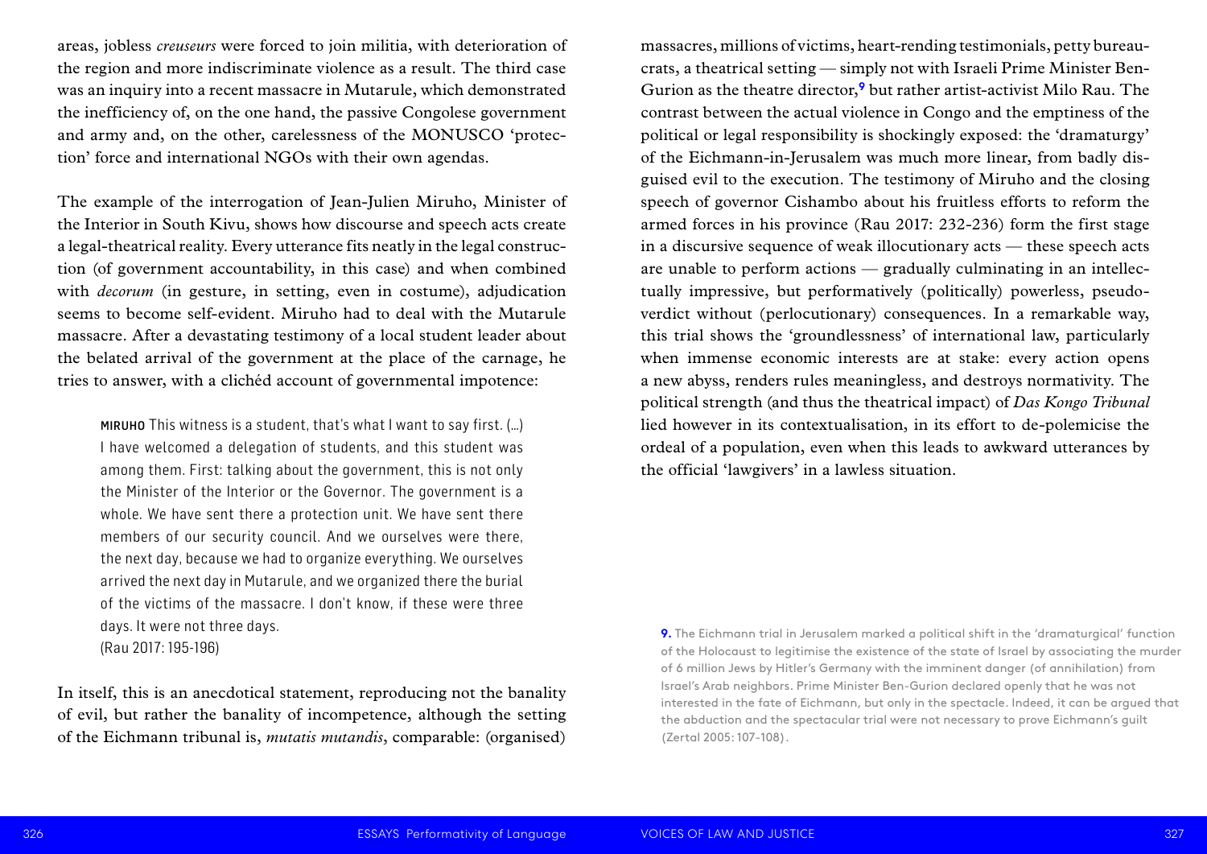areas, jobless *creuseurs* were forced to join militia, with deterioration of the region and more indiscriminate violence as a result. The third case was an inquiry into a recent massacre in Mutarule, which demonstrated the inefficiency of, on the one hand, the passive Congolese government and army and, on the other, carelessness of the MONUSCO 'protection' force and international NGOs with their own agendas.

The example of the interrogation of Jean-Julien Miruho, Minister of the Interior in South Kivu, shows how discourse and speech acts create a legal-theatrical reality. Every utterance fits neatly in the legal construction (of government accountability, in this case) and when combined with *decorum* (in gesture, in setting, even in costume), adjudication seems to become self-evident. Miruho had to deal with the Mutarule massacre. After a devastating testimony of a local student leader about the belated arrival of the government at the place of the carnage, he tries to answer, with a clichéd account of governmental impotence:

> **MIRUHO** This witness is a student, that's what I want to say first. (...) I have welcomed a delegation of students, and this student was among them. First: talking about the government, this is not only the Minister of the Interior or the Governor. The government is a whole. We have sent there a protection unit. We have sent there members of our security council. And we ourselves were there, the next day, because we had to organize everything. We ourselves arrived the next day in Mutarule, and we organized there the burial of the victims of the massacre. I don't know, if these were three days. It were not three days.
> (Rau 2017: 195-196)

In itself, this is an anecdotical statement, reproducing not the banality of evil, but rather the banality of incompetence, although the setting of the Eichmann tribunal is, *mutatis mutandis*, comparable: (organised) massacres, millions of victims, heart-rending testimonials, petty bureaucrats, a theatrical setting — simply not with Israeli Prime Minister Ben-Gurion as the theatre director,[9] but rather artist-activist Milo Rau. The contrast between the actual violence in Congo and the emptiness of the political or legal responsibility is shockingly exposed: the 'dramaturgy' of the Eichmann-in-Jerusalem was much more linear, from badly disguised evil to the execution. The testimony of Miruho and the closing speech of governor Cishambo about his fruitless efforts to reform the armed forces in his province (Rau 2017: 232-236) form the first stage in a discursive sequence of weak illocutionary acts — these speech acts are unable to perform actions — gradually culminating in an intellectually impressive, but performatively (politically) powerless, pseudo-verdict without (perlocutionary) consequences. In a remarkable way, this trial shows the 'groundlessness' of international law, particularly when immense economic interests are at stake: every action opens a new abyss, renders rules meaningless, and destroys normativity. The political strength (and thus the theatrical impact) of *Das Kongo Tribunal* lied however in its contextualisation, in its effort to de-polemicise the ordeal of a population, even when this leads to awkward utterances by the official 'lawgivers' in a lawless situation.

**9.** The Eichmann trial in Jerusalem marked a political shift in the 'dramaturgical' function of the Holocaust to legitimise the existence of the state of Israel by associating the murder of 6 million Jews by Hitler's Germany with the imminent danger (of annihilation) from Israel's Arab neighbors. Prime Minister Ben-Gurion declared openly that he was not interested in the fate of Eichmann, but only in the spectacle. Indeed, it can be argued that the abduction and the spectacular trial were not necessary to prove Eichmann's guilt (Zertal 2005: 107-108).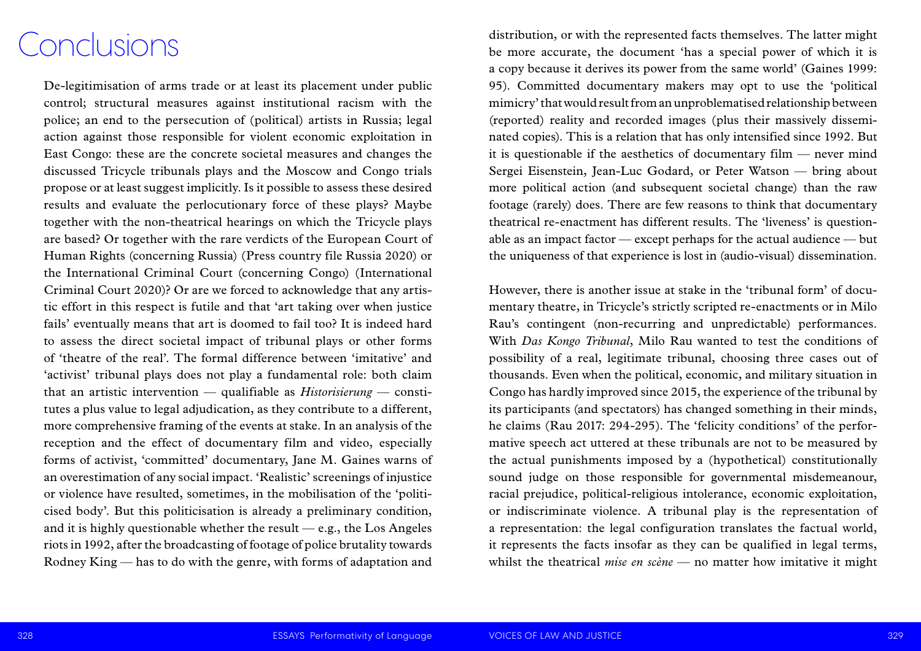# Conclusions

De-legitimisation of arms trade or at least its placement under public control; structural measures against institutional racism with the police; an end to the persecution of (political) artists in Russia; legal action against those responsible for violent economic exploitation in East Congo: these are the concrete societal measures and changes the discussed Tricycle tribunals plays and the Moscow and Congo trials propose or at least suggest implicitly. Is it possible to assess these desired results and evaluate the perlocutionary force of these plays? Maybe together with the non-theatrical hearings on which the Tricycle plays are based? Or together with the rare verdicts of the European Court of Human Rights (concerning Russia) (Press country file Russia 2020) or the International Criminal Court (concerning Congo) (International Criminal Court 2020)? Or are we forced to acknowledge that any artistic effort in this respect is futile and that 'art taking over when justice fails' eventually means that art is doomed to fail too? It is indeed hard to assess the direct societal impact of tribunal plays or other forms of 'theatre of the real'. The formal difference between 'imitative' and 'activist' tribunal plays does not play a fundamental role: both claim that an artistic intervention — qualifiable as *Historisierung* — constitutes a plus value to legal adjudication, as they contribute to a different, more comprehensive framing of the events at stake. In an analysis of the reception and the effect of documentary film and video, especially forms of activist, 'committed' documentary, Jane M. Gaines warns of an overestimation of any social impact. 'Realistic' screenings of injustice or violence have resulted, sometimes, in the mobilisation of the 'politicised body'. But this politicisation is already a preliminary condition, and it is highly questionable whether the result — e.g., the Los Angeles riots in 1992, after the broadcasting of footage of police brutality towards Rodney King — has to do with the genre, with forms of adaptation and distribution, or with the represented facts themselves. The latter might be more accurate, the document 'has a special power of which it is a copy because it derives its power from the same world' (Gaines 1999: 95). Committed documentary makers may opt to use the 'political mimicry' that would result from an unproblematised relationship between (reported) reality and recorded images (plus their massively disseminated copies). This is a relation that has only intensified since 1992. But it is questionable if the aesthetics of documentary film — never mind Sergei Eisenstein, Jean-Luc Godard, or Peter Watson — bring about more political action (and subsequent societal change) than the raw footage (rarely) does. There are few reasons to think that documentary theatrical re-enactment has different results. The 'liveness' is questionable as an impact factor — except perhaps for the actual audience — but the uniqueness of that experience is lost in (audio-visual) dissemination.

However, there is another issue at stake in the 'tribunal form' of documentary theatre, in Tricycle's strictly scripted re-enactments or in Milo Rau's contingent (non-recurring and unpredictable) performances. With *Das Kongo Tribunal*, Milo Rau wanted to test the conditions of possibility of a real, legitimate tribunal, choosing three cases out of thousands. Even when the political, economic, and military situation in Congo has hardly improved since 2015, the experience of the tribunal by its participants (and spectators) has changed something in their minds, he claims (Rau 2017: 294-295). The 'felicity conditions' of the performative speech act uttered at these tribunals are not to be measured by the actual punishments imposed by a (hypothetical) constitutionally sound judge on those responsible for governmental misdemeanour, racial prejudice, political-religious intolerance, economic exploitation, or indiscriminate violence. A tribunal play is the representation of a representation: the legal configuration translates the factual world, it represents the facts insofar as they can be qualified in legal terms, whilst the theatrical *mise en scène* — no matter how imitative it might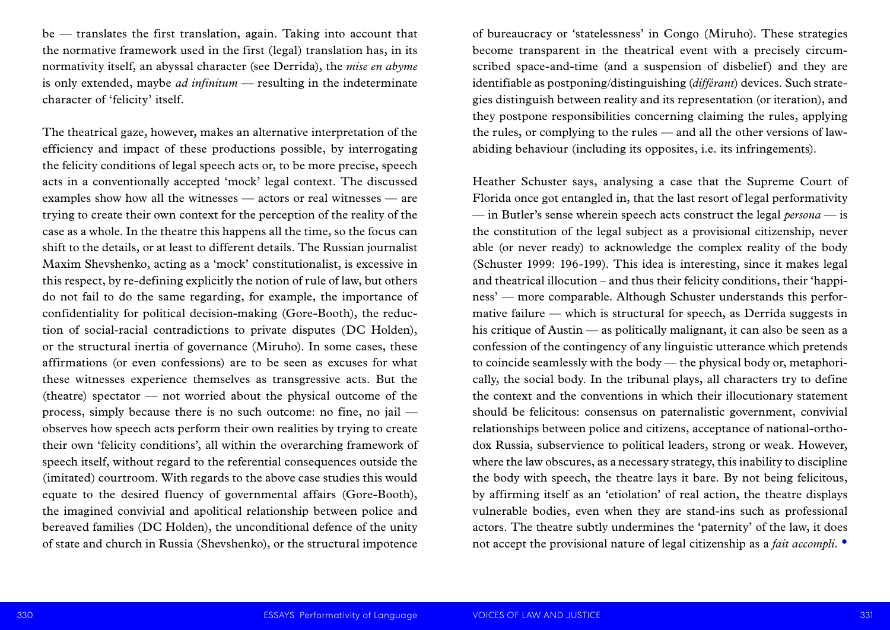be — translates the first translation, again. Taking into account that the normative framework used in the first (legal) translation has, in its normativity itself, an abyssal character (see Derrida), the *mise en abyme* is only extended, maybe *ad infinitum* — resulting in the indeterminate character of 'felicity' itself.

The theatrical gaze, however, makes an alternative interpretation of the efficiency and impact of these productions possible, by interrogating the felicity conditions of legal speech acts or, to be more precise, speech acts in a conventionally accepted 'mock' legal context. The discussed examples show how all the witnesses — actors or real witnesses — are trying to create their own context for the perception of the reality of the case as a whole. In the theatre this happens all the time, so the focus can shift to the details, or at least to different details. The Russian journalist Maxim Shevshenko, acting as a 'mock' constitutionalist, is excessive in this respect, by re-defining explicitly the notion of rule of law, but others do not fail to do the same regarding, for example, the importance of confidentiality for political decision-making (Gore-Booth), the reduction of social-racial contradictions to private disputes (DC Holden), or the structural inertia of governance (Miruho). In some cases, these affirmations (or even confessions) are to be seen as excuses for what these witnesses experience themselves as transgressive acts. But the (theatre) spectator — not worried about the physical outcome of the process, simply because there is no such outcome: no fine, no jail — observes how speech acts perform their own realities by trying to create their own 'felicity conditions', all within the overarching framework of speech itself, without regard to the referential consequences outside the (imitated) courtroom. With regards to the above case studies this would equate to the desired fluency of governmental affairs (Gore-Booth), the imagined convivial and apolitical relationship between police and bereaved families (DC Holden), the unconditional defence of the unity of state and church in Russia (Shevshenko), or the structural impotence of bureaucracy or 'statelessness' in Congo (Miruho). These strategies become transparent in the theatrical event with a precisely circumscribed space-and-time (and a suspension of disbelief) and they are identifiable as postponing/distinguishing (*différant*) devices. Such strategies distinguish between reality and its representation (or iteration), and they postpone responsibilities concerning claiming the rules, applying the rules, or complying to the rules — and all the other versions of law-abiding behaviour (including its opposites, i.e. its infringements).

Heather Schuster says, analysing a case that the Supreme Court of Florida once got entangled in, that the last resort of legal performativity — in Butler's sense wherein speech acts construct the legal *persona* — is the constitution of the legal subject as a provisional citizenship, never able (or never ready) to acknowledge the complex reality of the body (Schuster 1999: 196-199). This idea is interesting, since it makes legal and theatrical illocution – and thus their felicity conditions, their 'happiness' — more comparable. Although Schuster understands this performative failure — which is structural for speech, as Derrida suggests in his critique of Austin — as politically malignant, it can also be seen as a confession of the contingency of any linguistic utterance which pretends to coincide seamlessly with the body — the physical body or, metaphorically, the social body. In the tribunal plays, all characters try to define the context and the conventions in which their illocutionary statement should be felicitous: consensus on paternalistic government, convivial relationships between police and citizens, acceptance of national-orthodox Russia, subservience to political leaders, strong or weak. However, where the law obscures, as a necessary strategy, this inability to discipline the body with speech, the theatre lays it bare. By not being felicitous, by affirming itself as an 'etiolation' of real action, the theatre displays vulnerable bodies, even when they are stand-ins such as professional actors. The theatre subtly undermines the 'paternity' of the law, it does not accept the provisional nature of legal citizenship as a *fait accompli*. •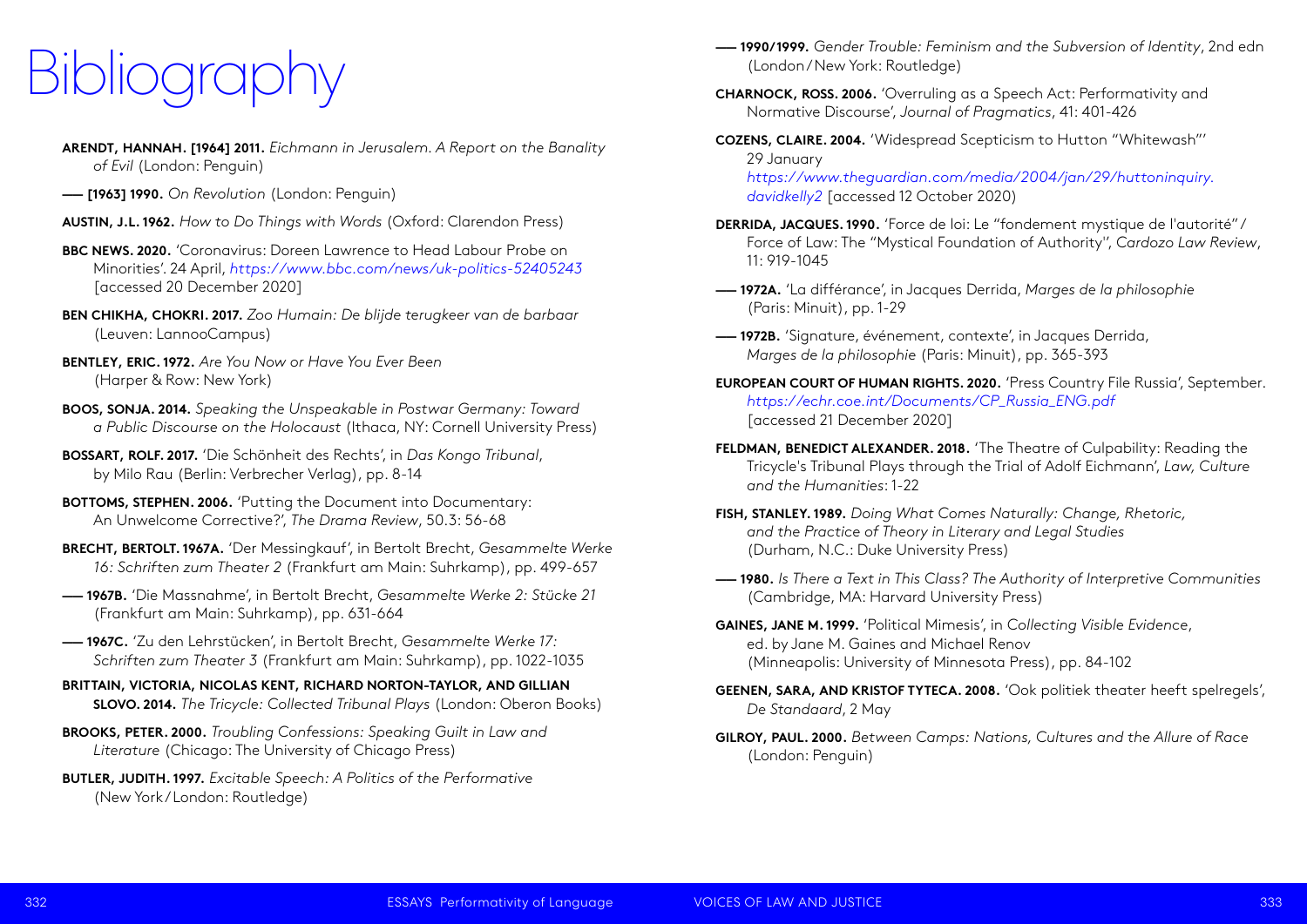# Bibliography

**ARENDT, HANNAH. [1964] 2011.** *Eichmann in Jerusalem. A Report on the Banality of Evil* (London: Penguin)

**—— [1963] 1990.** *On Revolution* (London: Penguin)

**AUSTIN, J.L. 1962.** *How to Do Things with Words* (Oxford: Clarendon Press)

**BBC NEWS. 2020.** 'Coronavirus: Doreen Lawrence to Head Labour Probe on Minorities'. 24 April, *https://www.bbc.com/news/uk-politics-52405243* [accessed 20 December 2020]

**BEN CHIKHA, CHOKRI. 2017.** *Zoo Humain: De blijde terugkeer van de barbaar* (Leuven: LannooCampus)

**BENTLEY, ERIC. 1972.** *Are You Now or Have You Ever Been* (Harper & Row: New York)

**BOOS, SONJA. 2014.** *Speaking the Unspeakable in Postwar Germany: Toward a Public Discourse on the Holocaust* (Ithaca, NY: Cornell University Press)

**BOSSART, ROLF. 2017.** 'Die Schönheit des Rechts', in *Das Kongo Tribunal*, by Milo Rau (Berlin: Verbrecher Verlag), pp. 8-14

**BOTTOMS, STEPHEN. 2006.** 'Putting the Document into Documentary: An Unwelcome Corrective?', *The Drama Review*, 50.3: 56-68

**BRECHT, BERTOLT. 1967A.** 'Der Messingkauf', in Bertolt Brecht, *Gesammelte Werke 16: Schriften zum Theater 2* (Frankfurt am Main: Suhrkamp), pp. 499-657

**—— 1967B.** 'Die Massnahme', in Bertolt Brecht, *Gesammelte Werke 2: Stücke 21* (Frankfurt am Main: Suhrkamp), pp. 631-664

**—— 1967C.** 'Zu den Lehrstücken', in Bertolt Brecht, *Gesammelte Werke 17: Schriften zum Theater 3* (Frankfurt am Main: Suhrkamp), pp. 1022-1035

**BRITTAIN, VICTORIA, NICOLAS KENT, RICHARD NORTON-TAYLOR, AND GILLIAN SLOVO. 2014.** *The Tricycle: Collected Tribunal Plays* (London: Oberon Books)

**BROOKS, PETER. 2000.** *Troubling Confessions: Speaking Guilt in Law and Literature* (Chicago: The University of Chicago Press)

**BUTLER, JUDITH. 1997.** *Excitable Speech: A Politics of the Performative* (New York/London: Routledge)

**—— 1990/1999.** *Gender Trouble: Feminism and the Subversion of Identity*, 2nd edn (London/New York: Routledge)

**CHARNOCK, ROSS. 2006.** 'Overruling as a Speech Act: Performativity and Normative Discourse', *Journal of Pragmatics*, 41: 401-426

**COZENS, CLAIRE. 2004.** 'Widespread Scepticism to Hutton "Whitewash"' 29 January *https://www.theguardian.com/media/2004/jan/29/huttoninquiry.davidkelly2* [accessed 12 October 2020)

**DERRIDA, JACQUES. 1990.** 'Force de loi: Le "fondement mystique de l'autorité"/ Force of Law: The "Mystical Foundation of Authority"', *Cardozo Law Review*, 11: 919-1045

**—— 1972A.** 'La différance', in Jacques Derrida, *Marges de la philosophie* (Paris: Minuit), pp. 1-29

**—— 1972B.** 'Signature, événement, contexte', in Jacques Derrida, *Marges de la philosophie* (Paris: Minuit), pp. 365-393

**EUROPEAN COURT OF HUMAN RIGHTS. 2020.** 'Press Country File Russia', September. *https://echr.coe.int/Documents/CP_Russia_ENG.pdf* [accessed 21 December 2020]

**FELDMAN, BENEDICT ALEXANDER. 2018.** 'The Theatre of Culpability: Reading the Tricycle's Tribunal Plays through the Trial of Adolf Eichmann', *Law, Culture and the Humanities*: 1-22

**FISH, STANLEY. 1989.** *Doing What Comes Naturally: Change, Rhetoric, and the Practice of Theory in Literary and Legal Studies* (Durham, N.C.: Duke University Press)

**—— 1980.** *Is There a Text in This Class? The Authority of Interpretive Communities* (Cambridge, MA: Harvard University Press)

**GAINES, JANE M. 1999.** 'Political Mimesis', in *Collecting Visible Evidence*, ed. by Jane M. Gaines and Michael Renov (Minneapolis: University of Minnesota Press), pp. 84-102

**GEENEN, SARA, AND KRISTOF TYTECA. 2008.** 'Ook politiek theater heeft spelregels', *De Standaard*, 2 May

**GILROY, PAUL. 2000.** *Between Camps: Nations, Cultures and the Allure of Race* (London: Penguin)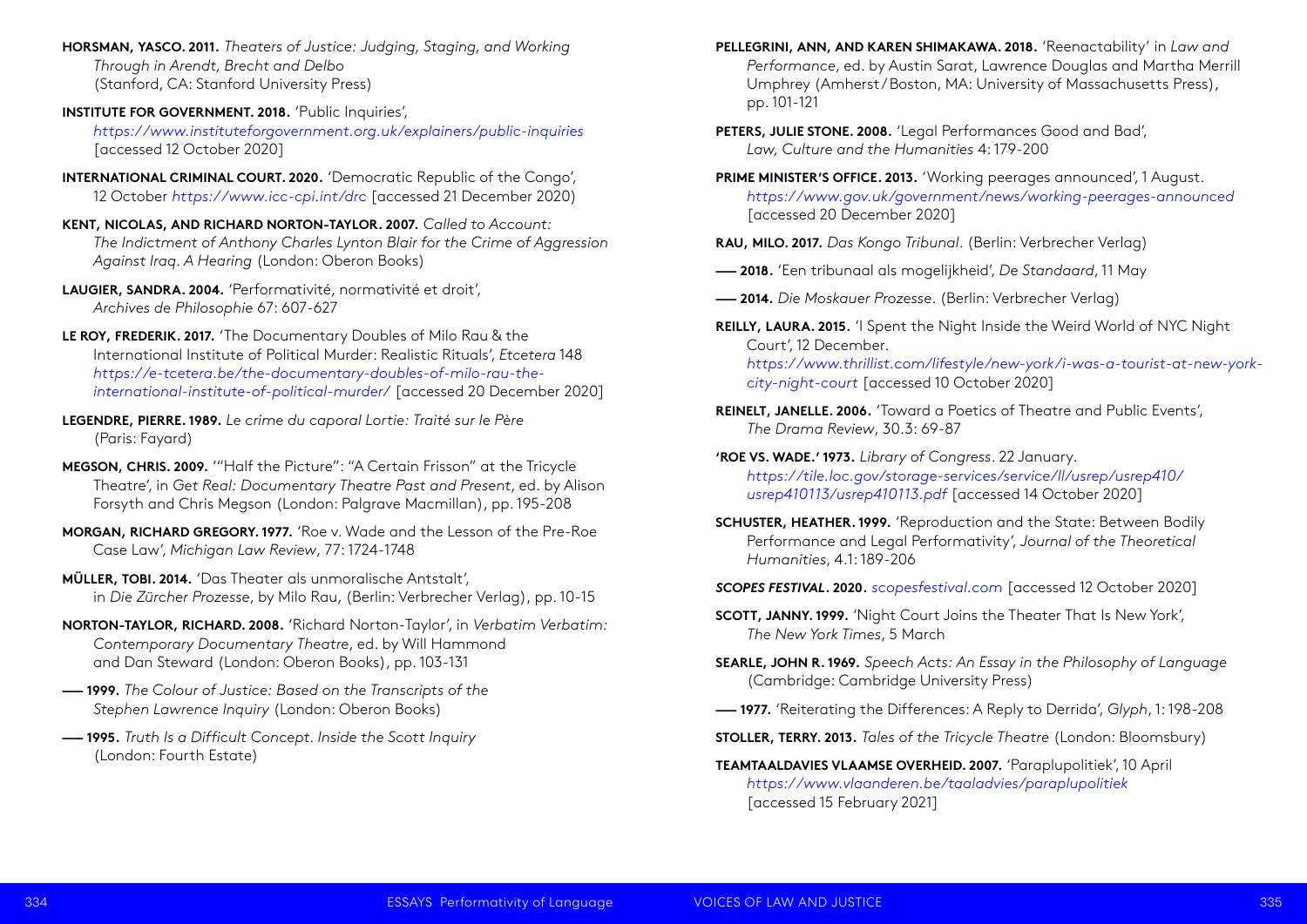**HORSMAN, YASCO. 2011.** *Theaters of Justice: Judging, Staging, and Working Through in Arendt, Brecht and Delbo* (Stanford, CA: Stanford University Press)

**INSTITUTE FOR GOVERNMENT. 2018.** 'Public Inquiries', *https://www.instituteforgovernment.org.uk/explainers/public-inquiries* [accessed 12 October 2020]

**INTERNATIONAL CRIMINAL COURT. 2020.** 'Democratic Republic of the Congo', 12 October *https://www.icc-cpi.int/drc* [accessed 21 December 2020)

**KENT, NICOLAS, AND RICHARD NORTON-TAYLOR. 2007.** *Called to Account: The Indictment of Anthony Charles Lynton Blair for the Crime of Aggression Against Iraq. A Hearing* (London: Oberon Books)

**LAUGIER, SANDRA. 2004.** 'Performativité, normativité et droit', *Archives de Philosophie* 67: 607-627

**LE ROY, FREDERIK. 2017.** 'The Documentary Doubles of Milo Rau & the International Institute of Political Murder: Realistic Rituals', *Etcetera* 148 *https://e-tcetera.be/the-documentary-doubles-of-milo-rau-the-international-institute-of-political-murder/* [accessed 20 December 2020]

**LEGENDRE, PIERRE. 1989.** *Le crime du caporal Lortie: Traité sur le Père* (Paris: Fayard)

**MEGSON, CHRIS. 2009.** '"Half the Picture": "A Certain Frisson" at the Tricycle Theatre', in *Get Real: Documentary Theatre Past and Present*, ed. by Alison Forsyth and Chris Megson (London: Palgrave Macmillan), pp. 195-208

**MORGAN, RICHARD GREGORY. 1977.** 'Roe v. Wade and the Lesson of the Pre-Roe Case Law', *Michigan Law Review*, 77: 1724-1748

**MÜLLER, TOBI. 2014.** 'Das Theater als unmoralische Antstalt', in *Die Zürcher Prozesse*, by Milo Rau, (Berlin: Verbrecher Verlag), pp. 10-15

**NORTON-TAYLOR, RICHARD. 2008.** 'Richard Norton-Taylor', in *Verbatim Verbatim: Contemporary Documentary Theatre*, ed. by Will Hammond and Dan Steward (London: Oberon Books), pp. 103-131

**—— 1999.** *The Colour of Justice: Based on the Transcripts of the Stephen Lawrence Inquiry* (London: Oberon Books)

**—— 1995.** *Truth Is a Difficult Concept. Inside the Scott Inquiry* (London: Fourth Estate)

**PELLEGRINI, ANN, AND KAREN SHIMAKAWA. 2018.** 'Reenactability' in *Law and Performance*, ed. by Austin Sarat, Lawrence Douglas and Martha Merrill Umphrey (Amherst/Boston, MA: University of Massachusetts Press), pp. 101-121

**PETERS, JULIE STONE. 2008.** 'Legal Performances Good and Bad', *Law, Culture and the Humanities* 4: 179-200

**PRIME MINISTER'S OFFICE. 2013.** 'Working peerages announced', 1 August. *https://www.gov.uk/government/news/working-peerages-announced* [accessed 20 December 2020]

**RAU, MILO. 2017.** *Das Kongo Tribunal*. (Berlin: Verbrecher Verlag)

**—— 2018.** 'Een tribunaal als mogelijkheid', *De Standaard*, 11 May

**—— 2014.** *Die Moskauer Prozesse*. (Berlin: Verbrecher Verlag)

**REILLY, LAURA. 2015.** 'I Spent the Night Inside the Weird World of NYC Night Court', 12 December. *https://www.thrillist.com/lifestyle/new-york/i-was-a-tourist-at-new-york-city-night-court* [accessed 10 October 2020]

**REINELT, JANELLE. 2006.** 'Toward a Poetics of Theatre and Public Events', *The Drama Review*, 30.3: 69-87

**'ROE VS. WADE.' 1973.** *Library of Congress*. 22 January. *https://tile.loc.gov/storage-services/service/ll/usrep/usrep410/usrep410113/usrep410113.pdf* [accessed 14 October 2020]

**SCHUSTER, HEATHER. 1999.** 'Reproduction and the State: Between Bodily Performance and Legal Performativity', *Journal of the Theoretical Humanities*, 4.1: 189-206

***SCOPES FESTIVAL*. 2020.** *scopesfestival.com* [accessed 12 October 2020]

**SCOTT, JANNY. 1999.** 'Night Court Joins the Theater That Is New York', *The New York Times*, 5 March

**SEARLE, JOHN R. 1969.** *Speech Acts: An Essay in the Philosophy of Language* (Cambridge: Cambridge University Press)

**—— 1977.** 'Reiterating the Differences: A Reply to Derrida', *Glyph*, 1: 198-208

**STOLLER, TERRY. 2013.** *Tales of the Tricycle Theatre* (London: Bloomsbury)

**TEAMTAALDAVIES VLAAMSE OVERHEID. 2007.** 'Paraplupolitiek', 10 April *https://www.vlaanderen.be/taaladvies/paraplupolitiek* [accessed 15 February 2021]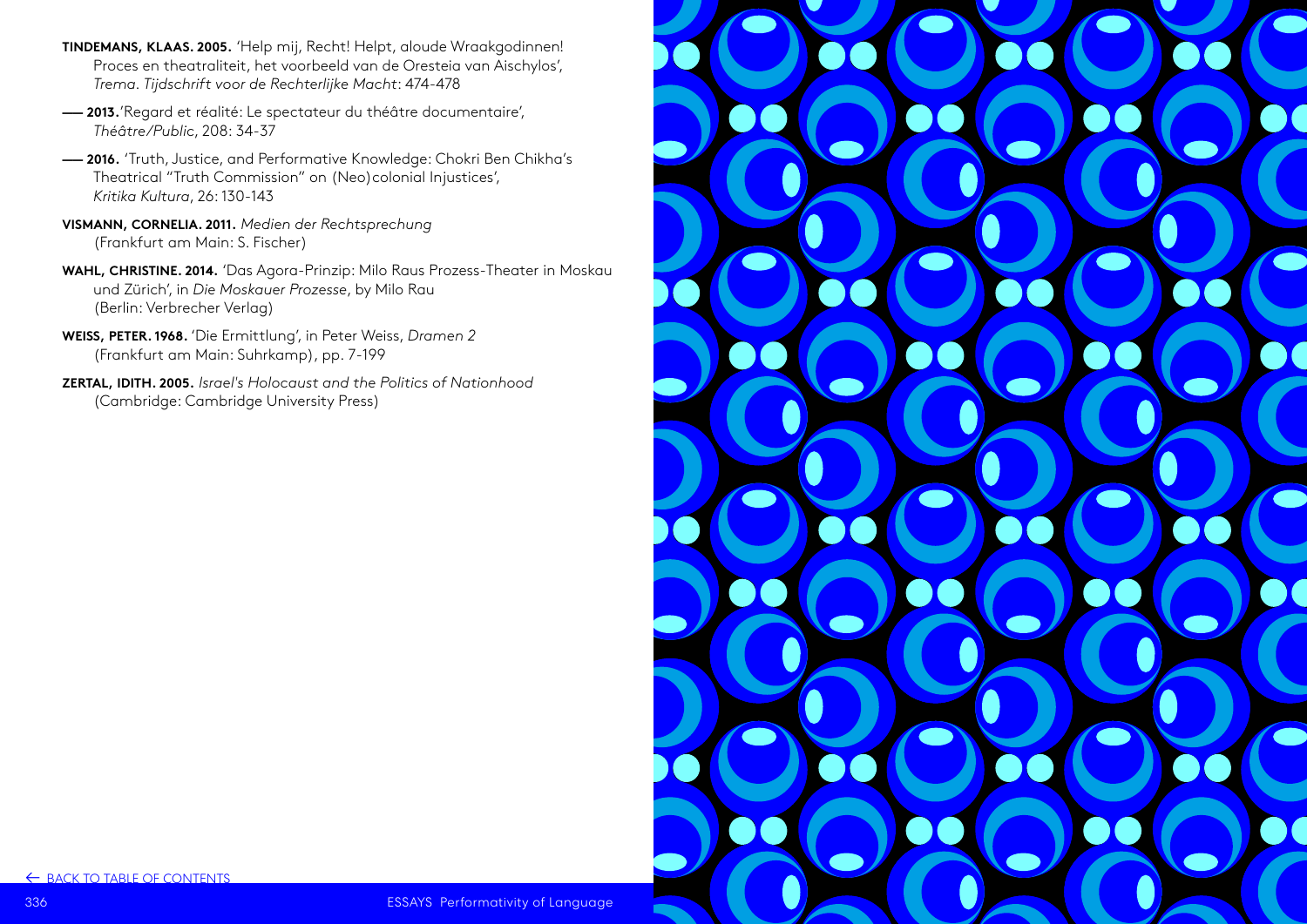**TINDEMANS, KLAAS. 2005.** 'Help mij, Recht! Helpt, aloude Wraakgodinnen! Proces en theatraliteit, het voorbeeld van de Oresteia van Aischylos', *Trema. Tijdschrift voor de Rechterlijke Macht*: 474-478

**—— 2013.** 'Regard et réalité: Le spectateur du théâtre documentaire', *Théâtre/Public*, 208: 34-37

**—— 2016.** 'Truth, Justice, and Performative Knowledge: Chokri Ben Chikha's Theatrical "Truth Commission" on (Neo)colonial Injustices', *Kritika Kultura*, 26: 130-143

**VISMANN, CORNELIA. 2011.** *Medien der Rechtsprechung* (Frankfurt am Main: S. Fischer)

**WAHL, CHRISTINE. 2014.** 'Das Agora-Prinzip: Milo Raus Prozess-Theater in Moskau und Zürich', in *Die Moskauer Prozesse*, by Milo Rau (Berlin: Verbrecher Verlag)

**WEISS, PETER. 1968.** 'Die Ermittlung', in Peter Weiss, *Dramen 2* (Frankfurt am Main: Suhrkamp), pp. 7-199

**ZERTAL, IDITH. 2005.** *Israel's Holocaust and the Politics of Nationhood* (Cambridge: Cambridge University Press)

← BACK TO TABLE OF CONTENTS